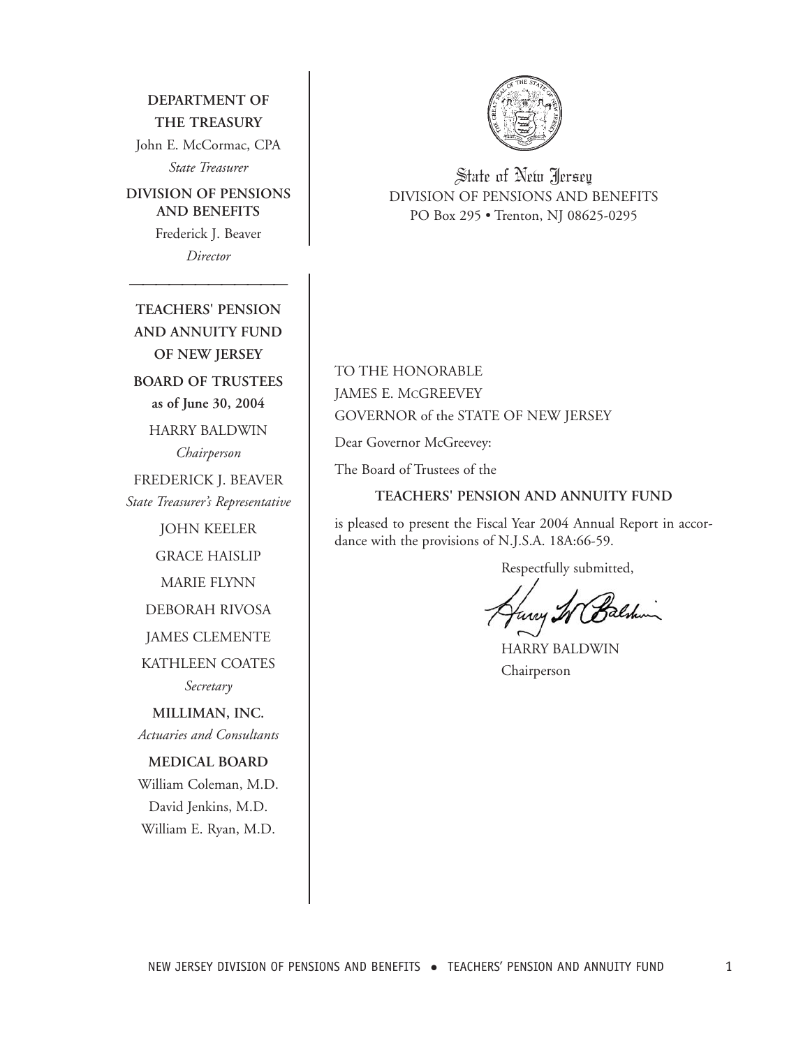**DEPARTMENT OF THE TREASURY**

John E. McCormac, CPA
*State Treasurer*

**DIVISION OF PENSIONS AND BENEFITS**

Frederick J. Beaver
*Director*

---

**TEACHERS' PENSION AND ANNUITY FUND OF NEW JERSEY**

**BOARD OF TRUSTEES**
**as of June 30, 2004**

HARRY BALDWIN
*Chairperson*

FREDERICK J. BEAVER
*State Treasurer's Representative*

JOHN KEELER

GRACE HAISLIP

MARIE FLYNN

DEBORAH RIVOSA

JAMES CLEMENTE

KATHLEEN COATES
*Secretary*

**MILLIMAN, INC.**
*Actuaries and Consultants*

**MEDICAL BOARD**

William Coleman, M.D.
David Jenkins, M.D.
William E. Ryan, M.D.

---

State of New Jersey
DIVISION OF PENSIONS AND BENEFITS
PO Box 295 • Trenton, NJ 08625-0295

TO THE HONORABLE
JAMES E. McGREEVEY
GOVERNOR of the STATE OF NEW JERSEY

Dear Governor McGreevey:

The Board of Trustees of the

**TEACHERS' PENSION AND ANNUITY FUND**

is pleased to present the Fiscal Year 2004 Annual Report in accordance with the provisions of N.J.S.A. 18A:66-59.

Respectfully submitted,

HARRY BALDWIN
Chairperson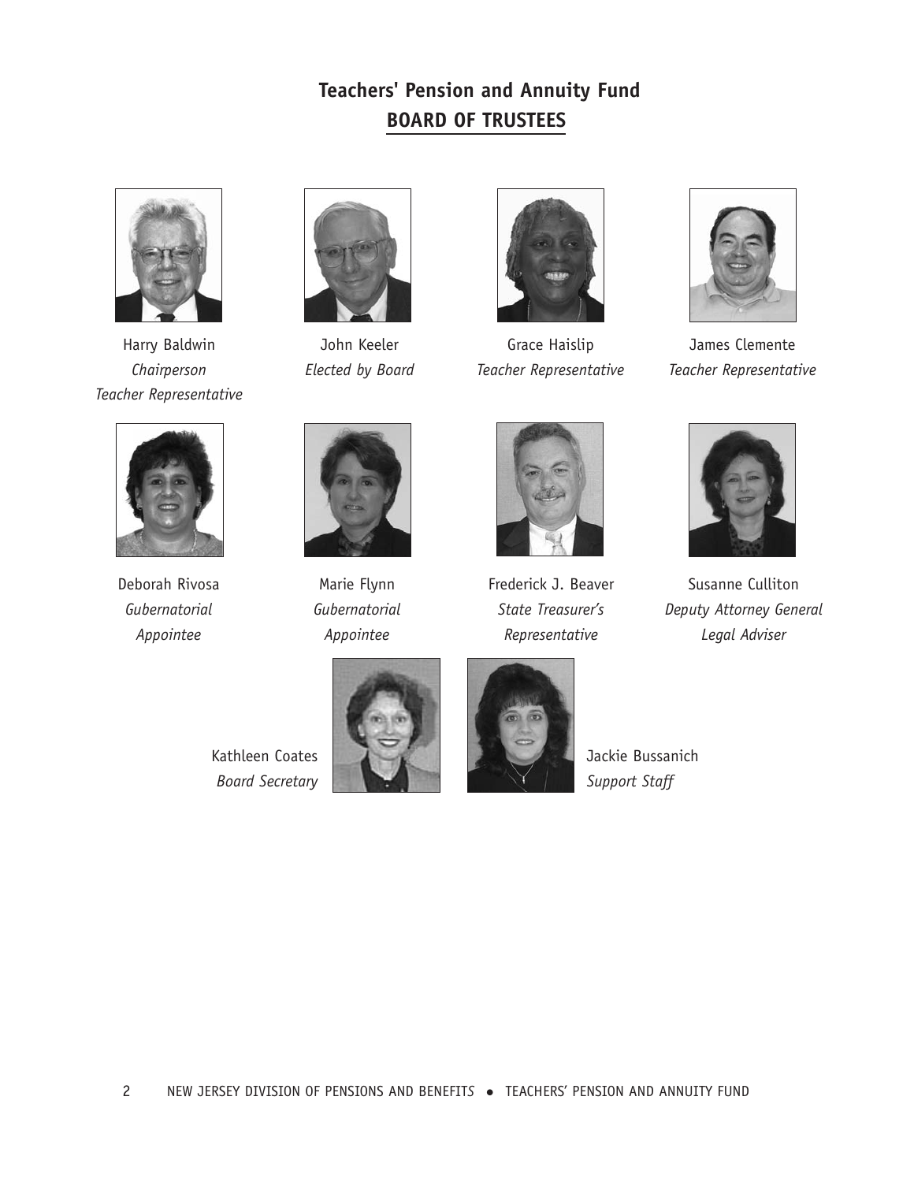# Teachers' Pension and Annuity Fund

## BOARD OF TRUSTEES

Harry Baldwin
*Chairperson*
*Teacher Representative*

John Keeler
*Elected by Board*

Grace Haislip
*Teacher Representative*

James Clemente
*Teacher Representative*

Deborah Rivosa
*Gubernatorial Appointee*

Marie Flynn
*Gubernatorial Appointee*

Frederick J. Beaver
*State Treasurer's Representative*

Susanne Culliton
*Deputy Attorney General*
*Legal Adviser*

Kathleen Coates
*Board Secretary*

Jackie Bussanich
*Support Staff*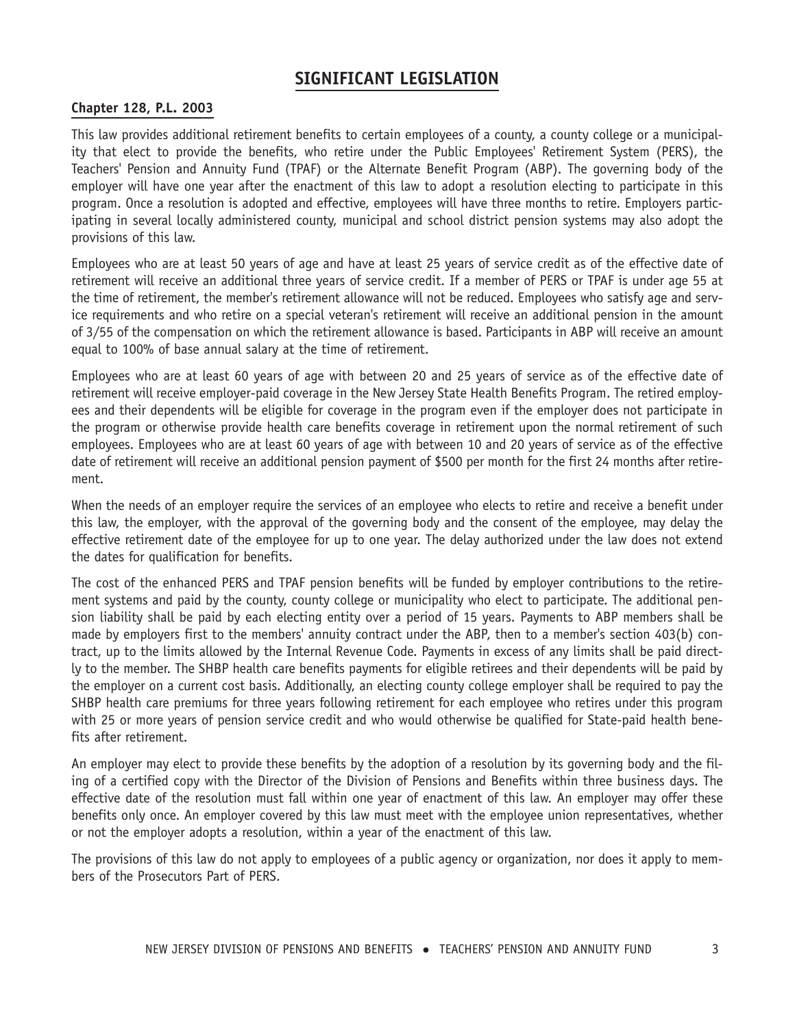# SIGNIFICANT LEGISLATION

## Chapter 128, P.L. 2003

This law provides additional retirement benefits to certain employees of a county, a county college or a municipality that elect to provide the benefits, who retire under the Public Employees' Retirement System (PERS), the Teachers' Pension and Annuity Fund (TPAF) or the Alternate Benefit Program (ABP). The governing body of the employer will have one year after the enactment of this law to adopt a resolution electing to participate in this program. Once a resolution is adopted and effective, employees will have three months to retire. Employers participating in several locally administered county, municipal and school district pension systems may also adopt the provisions of this law.

Employees who are at least 50 years of age and have at least 25 years of service credit as of the effective date of retirement will receive an additional three years of service credit. If a member of PERS or TPAF is under age 55 at the time of retirement, the member's retirement allowance will not be reduced. Employees who satisfy age and service requirements and who retire on a special veteran's retirement will receive an additional pension in the amount of 3/55 of the compensation on which the retirement allowance is based. Participants in ABP will receive an amount equal to 100% of base annual salary at the time of retirement.

Employees who are at least 60 years of age with between 20 and 25 years of service as of the effective date of retirement will receive employer-paid coverage in the New Jersey State Health Benefits Program. The retired employees and their dependents will be eligible for coverage in the program even if the employer does not participate in the program or otherwise provide health care benefits coverage in retirement upon the normal retirement of such employees. Employees who are at least 60 years of age with between 10 and 20 years of service as of the effective date of retirement will receive an additional pension payment of $500 per month for the first 24 months after retirement.

When the needs of an employer require the services of an employee who elects to retire and receive a benefit under this law, the employer, with the approval of the governing body and the consent of the employee, may delay the effective retirement date of the employee for up to one year. The delay authorized under the law does not extend the dates for qualification for benefits.

The cost of the enhanced PERS and TPAF pension benefits will be funded by employer contributions to the retirement systems and paid by the county, county college or municipality who elect to participate. The additional pension liability shall be paid by each electing entity over a period of 15 years. Payments to ABP members shall be made by employers first to the members' annuity contract under the ABP, then to a member's section 403(b) contract, up to the limits allowed by the Internal Revenue Code. Payments in excess of any limits shall be paid directly to the member. The SHBP health care benefits payments for eligible retirees and their dependents will be paid by the employer on a current cost basis. Additionally, an electing county college employer shall be required to pay the SHBP health care premiums for three years following retirement for each employee who retires under this program with 25 or more years of pension service credit and who would otherwise be qualified for State-paid health benefits after retirement.

An employer may elect to provide these benefits by the adoption of a resolution by its governing body and the filing of a certified copy with the Director of the Division of Pensions and Benefits within three business days. The effective date of the resolution must fall within one year of enactment of this law. An employer may offer these benefits only once. An employer covered by this law must meet with the employee union representatives, whether or not the employer adopts a resolution, within a year of the enactment of this law.

The provisions of this law do not apply to employees of a public agency or organization, nor does it apply to members of the Prosecutors Part of PERS.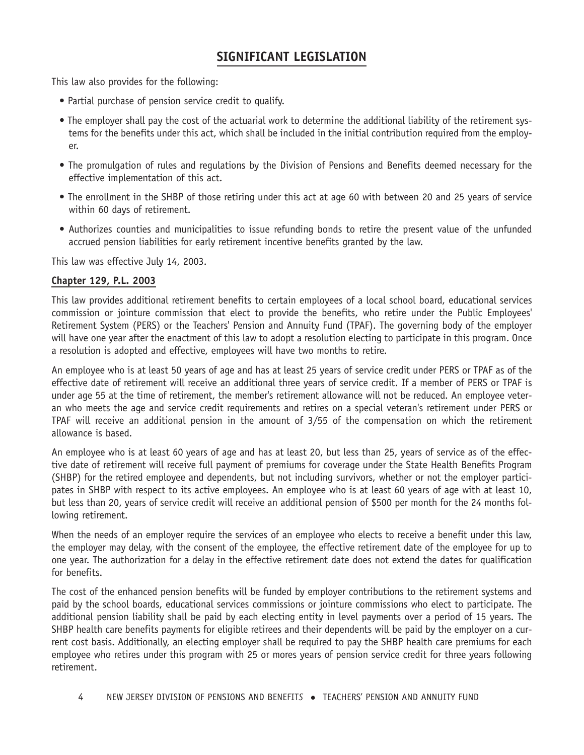## SIGNIFICANT LEGISLATION

This law also provides for the following:

- Partial purchase of pension service credit to qualify.
- The employer shall pay the cost of the actuarial work to determine the additional liability of the retirement systems for the benefits under this act, which shall be included in the initial contribution required from the employer.
- The promulgation of rules and regulations by the Division of Pensions and Benefits deemed necessary for the effective implementation of this act.
- The enrollment in the SHBP of those retiring under this act at age 60 with between 20 and 25 years of service within 60 days of retirement.
- Authorizes counties and municipalities to issue refunding bonds to retire the present value of the unfunded accrued pension liabilities for early retirement incentive benefits granted by the law.

This law was effective July 14, 2003.

### Chapter 129, P.L. 2003

This law provides additional retirement benefits to certain employees of a local school board, educational services commission or jointure commission that elect to provide the benefits, who retire under the Public Employees' Retirement System (PERS) or the Teachers' Pension and Annuity Fund (TPAF). The governing body of the employer will have one year after the enactment of this law to adopt a resolution electing to participate in this program. Once a resolution is adopted and effective, employees will have two months to retire.

An employee who is at least 50 years of age and has at least 25 years of service credit under PERS or TPAF as of the effective date of retirement will receive an additional three years of service credit. If a member of PERS or TPAF is under age 55 at the time of retirement, the member's retirement allowance will not be reduced. An employee veteran who meets the age and service credit requirements and retires on a special veteran's retirement under PERS or TPAF will receive an additional pension in the amount of 3/55 of the compensation on which the retirement allowance is based.

An employee who is at least 60 years of age and has at least 20, but less than 25, years of service as of the effective date of retirement will receive full payment of premiums for coverage under the State Health Benefits Program (SHBP) for the retired employee and dependents, but not including survivors, whether or not the employer participates in SHBP with respect to its active employees. An employee who is at least 60 years of age with at least 10, but less than 20, years of service credit will receive an additional pension of $500 per month for the 24 months following retirement.

When the needs of an employer require the services of an employee who elects to receive a benefit under this law, the employer may delay, with the consent of the employee, the effective retirement date of the employee for up to one year. The authorization for a delay in the effective retirement date does not extend the dates for qualification for benefits.

The cost of the enhanced pension benefits will be funded by employer contributions to the retirement systems and paid by the school boards, educational services commissions or jointure commissions who elect to participate. The additional pension liability shall be paid by each electing entity in level payments over a period of 15 years. The SHBP health care benefits payments for eligible retirees and their dependents will be paid by the employer on a current cost basis. Additionally, an electing employer shall be required to pay the SHBP health care premiums for each employee who retires under this program with 25 or mores years of pension service credit for three years following retirement.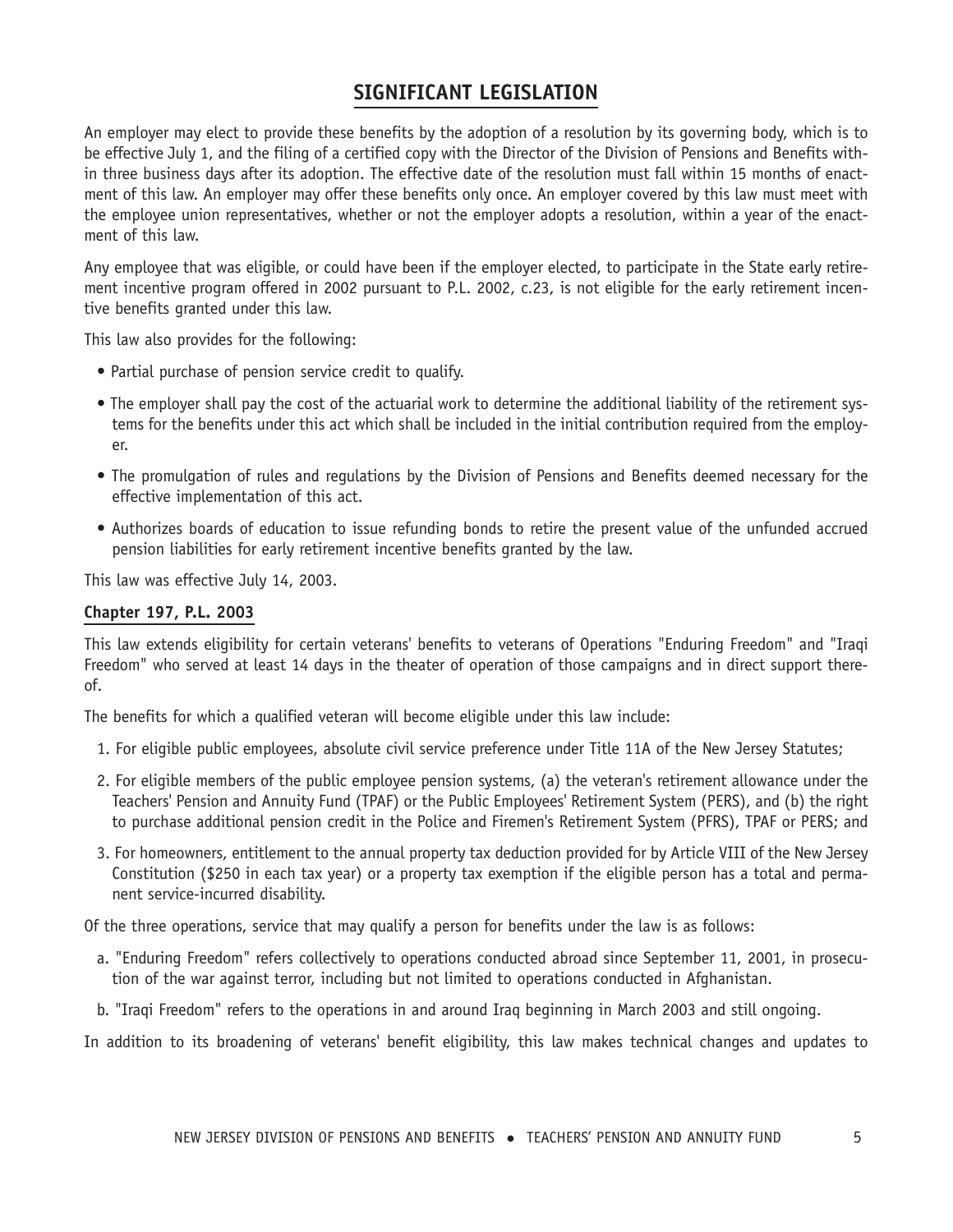# SIGNIFICANT LEGISLATION

An employer may elect to provide these benefits by the adoption of a resolution by its governing body, which is to be effective July 1, and the filing of a certified copy with the Director of the Division of Pensions and Benefits within three business days after its adoption. The effective date of the resolution must fall within 15 months of enactment of this law. An employer may offer these benefits only once. An employer covered by this law must meet with the employee union representatives, whether or not the employer adopts a resolution, within a year of the enactment of this law.

Any employee that was eligible, or could have been if the employer elected, to participate in the State early retirement incentive program offered in 2002 pursuant to P.L. 2002, c.23, is not eligible for the early retirement incentive benefits granted under this law.

This law also provides for the following:

- Partial purchase of pension service credit to qualify.
- The employer shall pay the cost of the actuarial work to determine the additional liability of the retirement systems for the benefits under this act which shall be included in the initial contribution required from the employer.
- The promulgation of rules and regulations by the Division of Pensions and Benefits deemed necessary for the effective implementation of this act.
- Authorizes boards of education to issue refunding bonds to retire the present value of the unfunded accrued pension liabilities for early retirement incentive benefits granted by the law.

This law was effective July 14, 2003.

**Chapter 197, P.L. 2003**

This law extends eligibility for certain veterans' benefits to veterans of Operations "Enduring Freedom" and "Iraqi Freedom" who served at least 14 days in the theater of operation of those campaigns and in direct support thereof.

The benefits for which a qualified veteran will become eligible under this law include:

1. For eligible public employees, absolute civil service preference under Title 11A of the New Jersey Statutes;
2. For eligible members of the public employee pension systems, (a) the veteran's retirement allowance under the Teachers' Pension and Annuity Fund (TPAF) or the Public Employees' Retirement System (PERS), and (b) the right to purchase additional pension credit in the Police and Firemen's Retirement System (PFRS), TPAF or PERS; and
3. For homeowners, entitlement to the annual property tax deduction provided for by Article VIII of the New Jersey Constitution ($250 in each tax year) or a property tax exemption if the eligible person has a total and permanent service-incurred disability.

Of the three operations, service that may qualify a person for benefits under the law is as follows:

a. "Enduring Freedom" refers collectively to operations conducted abroad since September 11, 2001, in prosecution of the war against terror, including but not limited to operations conducted in Afghanistan.

b. "Iraqi Freedom" refers to the operations in and around Iraq beginning in March 2003 and still ongoing.

In addition to its broadening of veterans' benefit eligibility, this law makes technical changes and updates to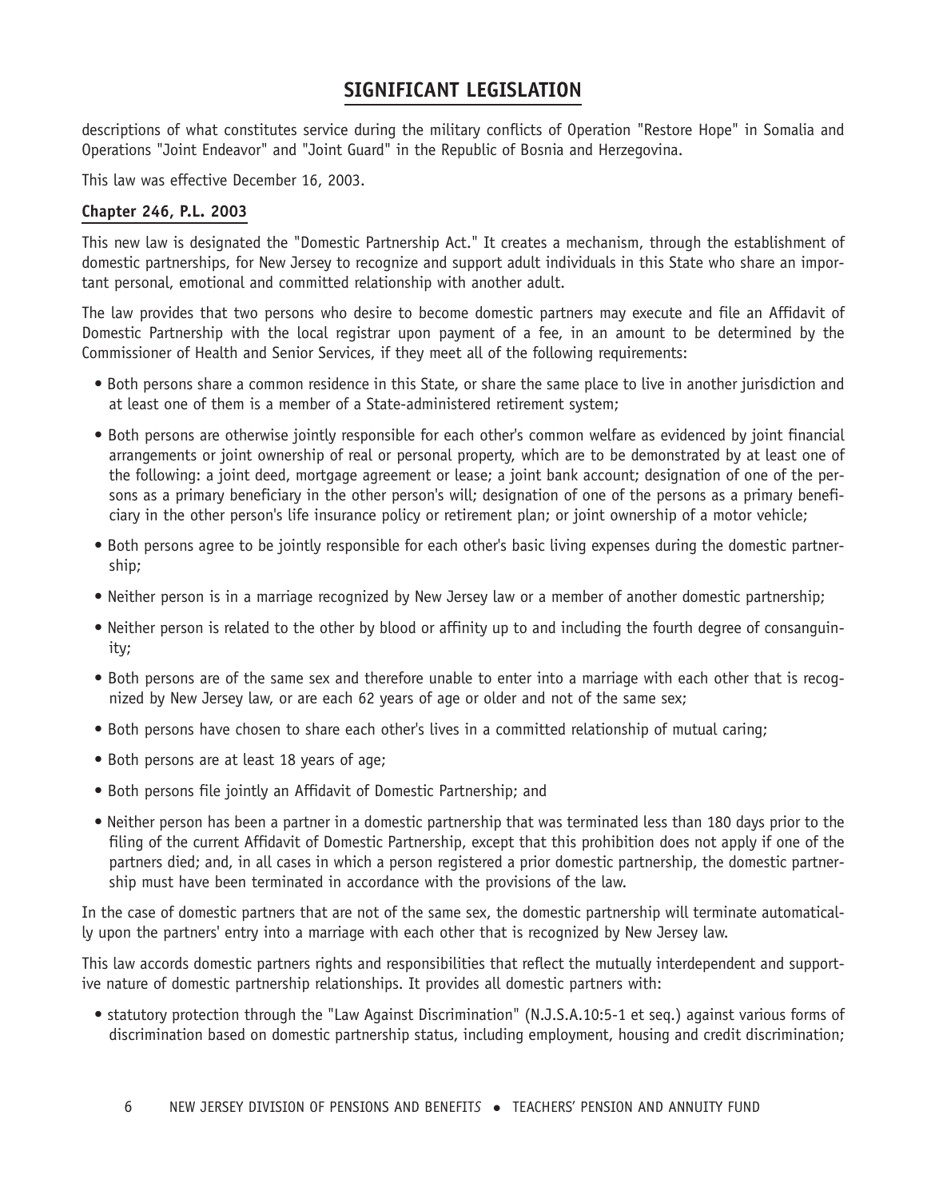## SIGNIFICANT LEGISLATION

descriptions of what constitutes service during the military conflicts of Operation "Restore Hope" in Somalia and Operations "Joint Endeavor" and "Joint Guard" in the Republic of Bosnia and Herzegovina.

This law was effective December 16, 2003.

### Chapter 246, P.L. 2003

This new law is designated the "Domestic Partnership Act." It creates a mechanism, through the establishment of domestic partnerships, for New Jersey to recognize and support adult individuals in this State who share an important personal, emotional and committed relationship with another adult.

The law provides that two persons who desire to become domestic partners may execute and file an Affidavit of Domestic Partnership with the local registrar upon payment of a fee, in an amount to be determined by the Commissioner of Health and Senior Services, if they meet all of the following requirements:

- Both persons share a common residence in this State, or share the same place to live in another jurisdiction and at least one of them is a member of a State-administered retirement system;
- Both persons are otherwise jointly responsible for each other's common welfare as evidenced by joint financial arrangements or joint ownership of real or personal property, which are to be demonstrated by at least one of the following: a joint deed, mortgage agreement or lease; a joint bank account; designation of one of the persons as a primary beneficiary in the other person's will; designation of one of the persons as a primary beneficiary in the other person's life insurance policy or retirement plan; or joint ownership of a motor vehicle;
- Both persons agree to be jointly responsible for each other's basic living expenses during the domestic partnership;
- Neither person is in a marriage recognized by New Jersey law or a member of another domestic partnership;
- Neither person is related to the other by blood or affinity up to and including the fourth degree of consanguinity;
- Both persons are of the same sex and therefore unable to enter into a marriage with each other that is recognized by New Jersey law, or are each 62 years of age or older and not of the same sex;
- Both persons have chosen to share each other's lives in a committed relationship of mutual caring;
- Both persons are at least 18 years of age;
- Both persons file jointly an Affidavit of Domestic Partnership; and
- Neither person has been a partner in a domestic partnership that was terminated less than 180 days prior to the filing of the current Affidavit of Domestic Partnership, except that this prohibition does not apply if one of the partners died; and, in all cases in which a person registered a prior domestic partnership, the domestic partnership must have been terminated in accordance with the provisions of the law.

In the case of domestic partners that are not of the same sex, the domestic partnership will terminate automatically upon the partners' entry into a marriage with each other that is recognized by New Jersey law.

This law accords domestic partners rights and responsibilities that reflect the mutually interdependent and supportive nature of domestic partnership relationships. It provides all domestic partners with:

- statutory protection through the "Law Against Discrimination" (N.J.S.A.10:5-1 et seq.) against various forms of discrimination based on domestic partnership status, including employment, housing and credit discrimination;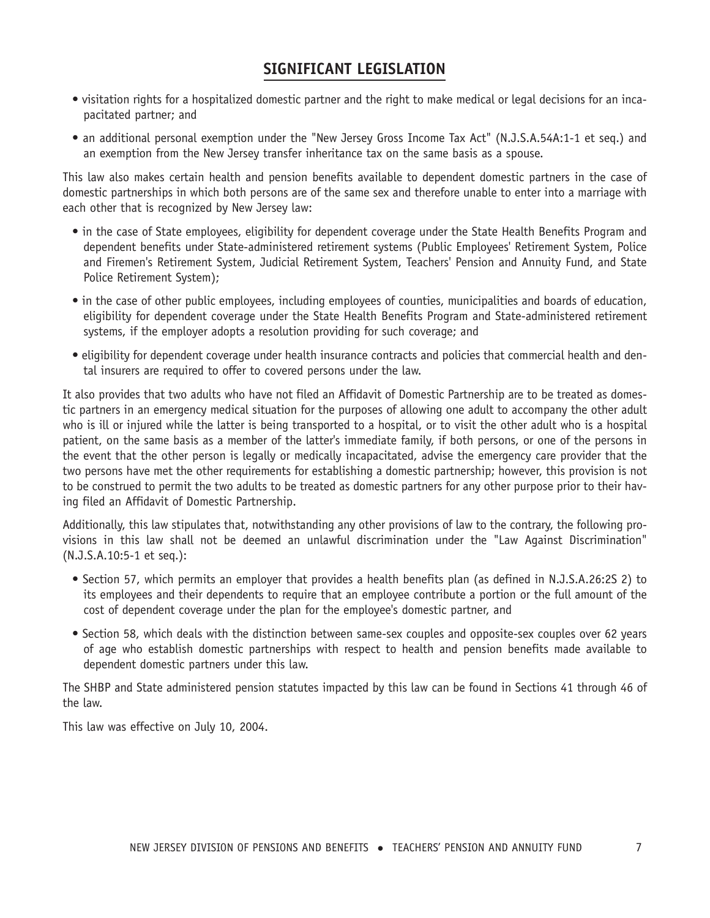## SIGNIFICANT LEGISLATION

- visitation rights for a hospitalized domestic partner and the right to make medical or legal decisions for an incapacitated partner; and
- an additional personal exemption under the "New Jersey Gross Income Tax Act" (N.J.S.A.54A:1-1 et seq.) and an exemption from the New Jersey transfer inheritance tax on the same basis as a spouse.

This law also makes certain health and pension benefits available to dependent domestic partners in the case of domestic partnerships in which both persons are of the same sex and therefore unable to enter into a marriage with each other that is recognized by New Jersey law:

- in the case of State employees, eligibility for dependent coverage under the State Health Benefits Program and dependent benefits under State-administered retirement systems (Public Employees' Retirement System, Police and Firemen's Retirement System, Judicial Retirement System, Teachers' Pension and Annuity Fund, and State Police Retirement System);
- in the case of other public employees, including employees of counties, municipalities and boards of education, eligibility for dependent coverage under the State Health Benefits Program and State-administered retirement systems, if the employer adopts a resolution providing for such coverage; and
- eligibility for dependent coverage under health insurance contracts and policies that commercial health and dental insurers are required to offer to covered persons under the law.

It also provides that two adults who have not filed an Affidavit of Domestic Partnership are to be treated as domestic partners in an emergency medical situation for the purposes of allowing one adult to accompany the other adult who is ill or injured while the latter is being transported to a hospital, or to visit the other adult who is a hospital patient, on the same basis as a member of the latter's immediate family, if both persons, or one of the persons in the event that the other person is legally or medically incapacitated, advise the emergency care provider that the two persons have met the other requirements for establishing a domestic partnership; however, this provision is not to be construed to permit the two adults to be treated as domestic partners for any other purpose prior to their having filed an Affidavit of Domestic Partnership.

Additionally, this law stipulates that, notwithstanding any other provisions of law to the contrary, the following provisions in this law shall not be deemed an unlawful discrimination under the "Law Against Discrimination" (N.J.S.A.10:5-1 et seq.):

- Section 57, which permits an employer that provides a health benefits plan (as defined in N.J.S.A.26:2S 2) to its employees and their dependents to require that an employee contribute a portion or the full amount of the cost of dependent coverage under the plan for the employee's domestic partner, and
- Section 58, which deals with the distinction between same-sex couples and opposite-sex couples over 62 years of age who establish domestic partnerships with respect to health and pension benefits made available to dependent domestic partners under this law.

The SHBP and State administered pension statutes impacted by this law can be found in Sections 41 through 46 of the law.

This law was effective on July 10, 2004.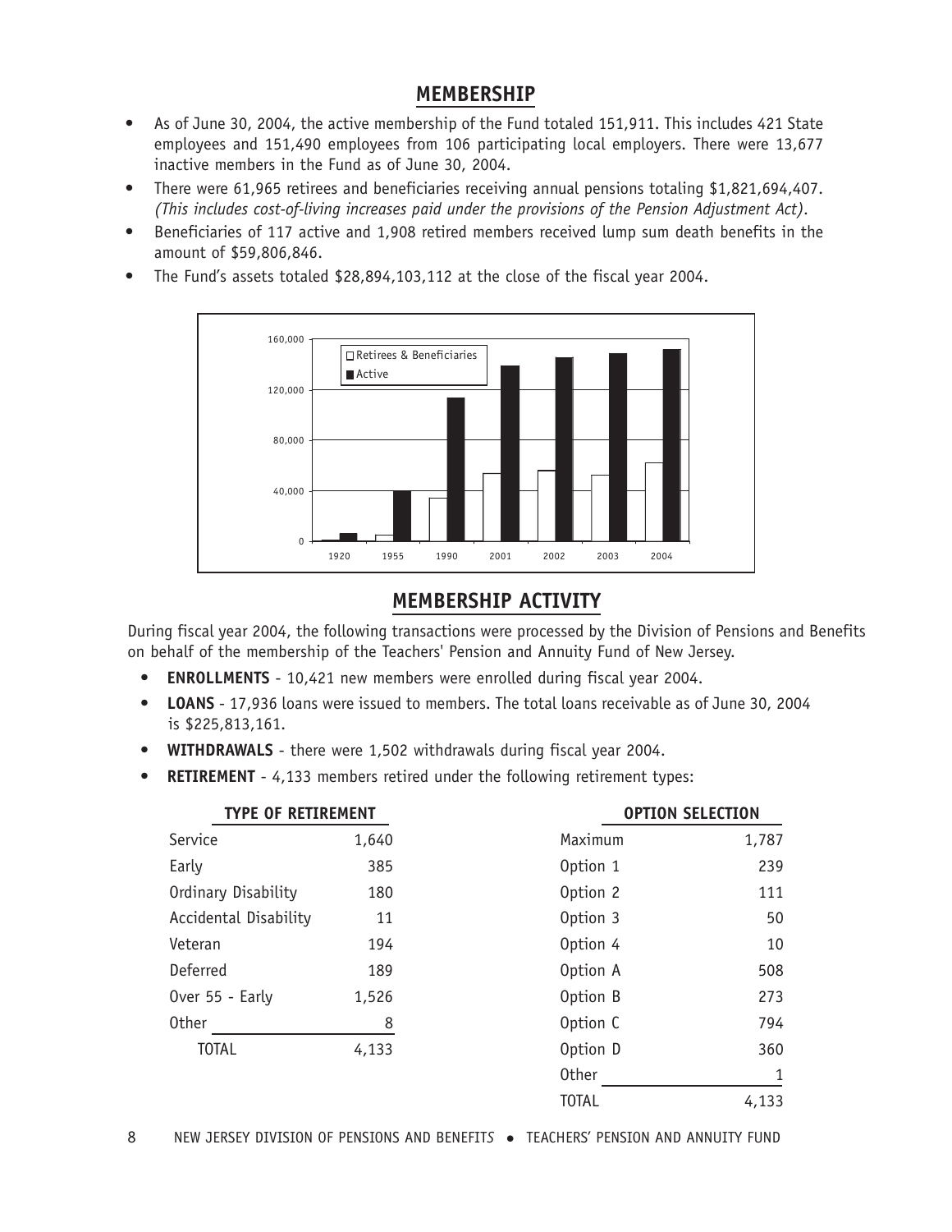## MEMBERSHIP

- As of June 30, 2004, the active membership of the Fund totaled 151,911. This includes 421 State employees and 151,490 employees from 106 participating local employers. There were 13,677 inactive members in the Fund as of June 30, 2004.
- There were 61,965 retirees and beneficiaries receiving annual pensions totaling $1,821,694,407. *(This includes cost-of-living increases paid under the provisions of the Pension Adjustment Act)*.
- Beneficiaries of 117 active and 1,908 retired members received lump sum death benefits in the amount of $59,806,846.
- The Fund's assets totaled $28,894,103,112 at the close of the fiscal year 2004.

## MEMBERSHIP ACTIVITY

During fiscal year 2004, the following transactions were processed by the Division of Pensions and Benefits on behalf of the membership of the Teachers' Pension and Annuity Fund of New Jersey.

- **ENROLLMENTS** - 10,421 new members were enrolled during fiscal year 2004.
- **LOANS** - 17,936 loans were issued to members. The total loans receivable as of June 30, 2004 is $225,813,161.
- **WITHDRAWALS** - there were 1,502 withdrawals during fiscal year 2004.
- **RETIREMENT** - 4,133 members retired under the following retirement types:

| TYPE OF RETIREMENT | |
|---|---|
| Service | 1,640 |
| Early | 385 |
| Ordinary Disability | 180 |
| Accidental Disability | 11 |
| Veteran | 194 |
| Deferred | 189 |
| Over 55 - Early | 1,526 |
| Other | 8 |
| TOTAL | 4,133 |

| OPTION SELECTION | |
|---|---|
| Maximum | 1,787 |
| Option 1 | 239 |
| Option 2 | 111 |
| Option 3 | 50 |
| Option 4 | 10 |
| Option A | 508 |
| Option B | 273 |
| Option C | 794 |
| Option D | 360 |
| Other | 1 |
| TOTAL | 4,133 |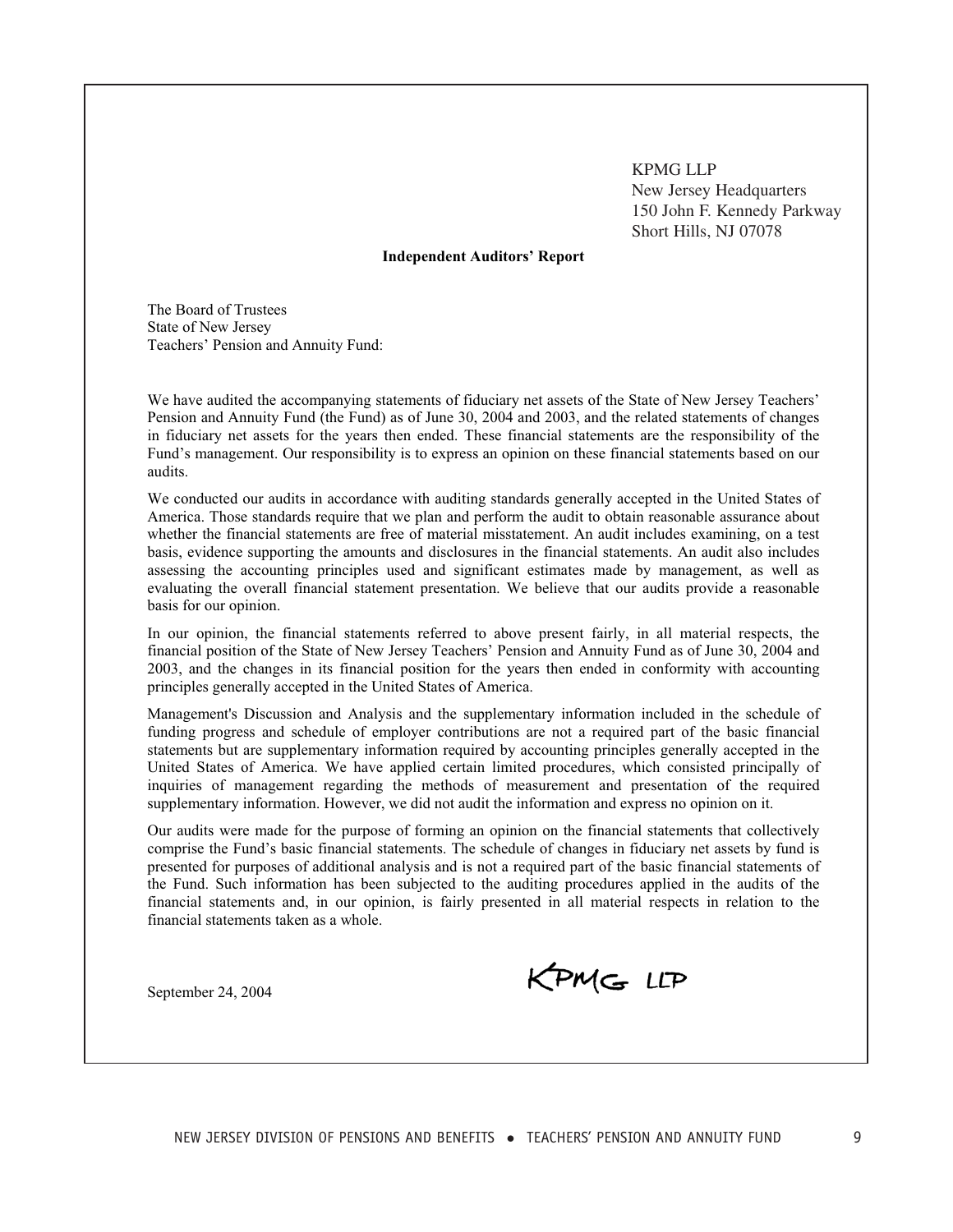KPMG LLP
New Jersey Headquarters
150 John F. Kennedy Parkway
Short Hills, NJ 07078

**Independent Auditors' Report**

The Board of Trustees
State of New Jersey
Teachers' Pension and Annuity Fund:

We have audited the accompanying statements of fiduciary net assets of the State of New Jersey Teachers' Pension and Annuity Fund (the Fund) as of June 30, 2004 and 2003, and the related statements of changes in fiduciary net assets for the years then ended. These financial statements are the responsibility of the Fund's management. Our responsibility is to express an opinion on these financial statements based on our audits.

We conducted our audits in accordance with auditing standards generally accepted in the United States of America. Those standards require that we plan and perform the audit to obtain reasonable assurance about whether the financial statements are free of material misstatement. An audit includes examining, on a test basis, evidence supporting the amounts and disclosures in the financial statements. An audit also includes assessing the accounting principles used and significant estimates made by management, as well as evaluating the overall financial statement presentation. We believe that our audits provide a reasonable basis for our opinion.

In our opinion, the financial statements referred to above present fairly, in all material respects, the financial position of the State of New Jersey Teachers' Pension and Annuity Fund as of June 30, 2004 and 2003, and the changes in its financial position for the years then ended in conformity with accounting principles generally accepted in the United States of America.

Management's Discussion and Analysis and the supplementary information included in the schedule of funding progress and schedule of employer contributions are not a required part of the basic financial statements but are supplementary information required by accounting principles generally accepted in the United States of America. We have applied certain limited procedures, which consisted principally of inquiries of management regarding the methods of measurement and presentation of the required supplementary information. However, we did not audit the information and express no opinion on it.

Our audits were made for the purpose of forming an opinion on the financial statements that collectively comprise the Fund's basic financial statements. The schedule of changes in fiduciary net assets by fund is presented for purposes of additional analysis and is not a required part of the basic financial statements of the Fund. Such information has been subjected to the auditing procedures applied in the audits of the financial statements and, in our opinion, is fairly presented in all material respects in relation to the financial statements taken as a whole.

September 24, 2004

KPMG LLP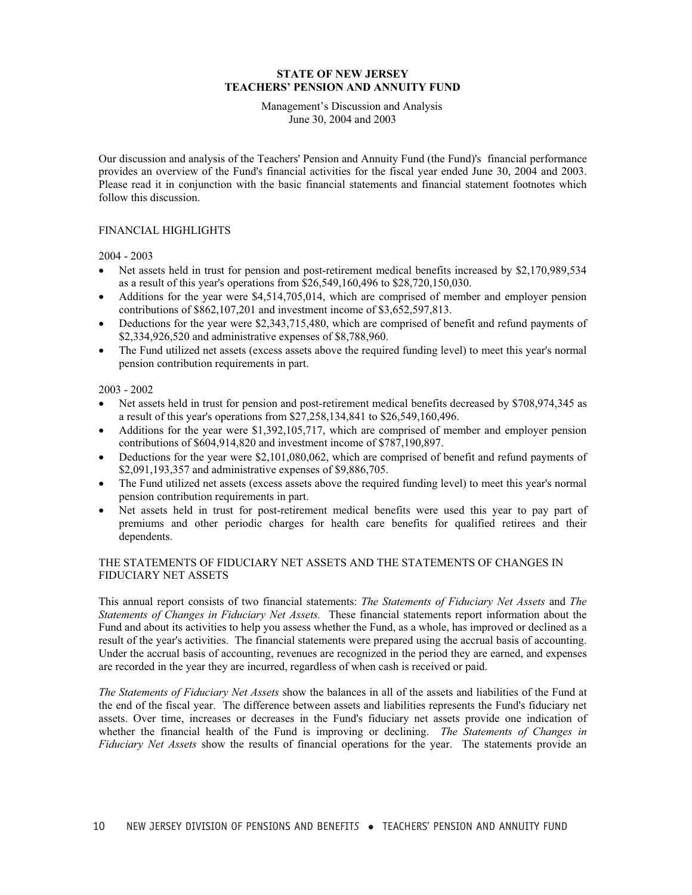**STATE OF NEW JERSEY**
**TEACHERS' PENSION AND ANNUITY FUND**

Management's Discussion and Analysis
June 30, 2004 and 2003

Our discussion and analysis of the Teachers' Pension and Annuity Fund (the Fund)'s financial performance provides an overview of the Fund's financial activities for the fiscal year ended June 30, 2004 and 2003. Please read it in conjunction with the basic financial statements and financial statement footnotes which follow this discussion.

## FINANCIAL HIGHLIGHTS

2004 - 2003

- Net assets held in trust for pension and post-retirement medical benefits increased by $2,170,989,534 as a result of this year's operations from $26,549,160,496 to $28,720,150,030.
- Additions for the year were $4,514,705,014, which are comprised of member and employer pension contributions of $862,107,201 and investment income of $3,652,597,813.
- Deductions for the year were $2,343,715,480, which are comprised of benefit and refund payments of $2,334,926,520 and administrative expenses of $8,788,960.
- The Fund utilized net assets (excess assets above the required funding level) to meet this year's normal pension contribution requirements in part.

2003 - 2002

- Net assets held in trust for pension and post-retirement medical benefits decreased by $708,974,345 as a result of this year's operations from $27,258,134,841 to $26,549,160,496.
- Additions for the year were $1,392,105,717, which are comprised of member and employer pension contributions of $604,914,820 and investment income of $787,190,897.
- Deductions for the year were $2,101,080,062, which are comprised of benefit and refund payments of $2,091,193,357 and administrative expenses of $9,886,705.
- The Fund utilized net assets (excess assets above the required funding level) to meet this year's normal pension contribution requirements in part.
- Net assets held in trust for post-retirement medical benefits were used this year to pay part of premiums and other periodic charges for health care benefits for qualified retirees and their dependents.

## THE STATEMENTS OF FIDUCIARY NET ASSETS AND THE STATEMENTS OF CHANGES IN FIDUCIARY NET ASSETS

This annual report consists of two financial statements: *The Statements of Fiduciary Net Assets* and *The Statements of Changes in Fiduciary Net Assets.* These financial statements report information about the Fund and about its activities to help you assess whether the Fund, as a whole, has improved or declined as a result of the year's activities. The financial statements were prepared using the accrual basis of accounting. Under the accrual basis of accounting, revenues are recognized in the period they are earned, and expenses are recorded in the year they are incurred, regardless of when cash is received or paid.

*The Statements of Fiduciary Net Assets* show the balances in all of the assets and liabilities of the Fund at the end of the fiscal year. The difference between assets and liabilities represents the Fund's fiduciary net assets. Over time, increases or decreases in the Fund's fiduciary net assets provide one indication of whether the financial health of the Fund is improving or declining. *The Statements of Changes in Fiduciary Net Assets* show the results of financial operations for the year. The statements provide an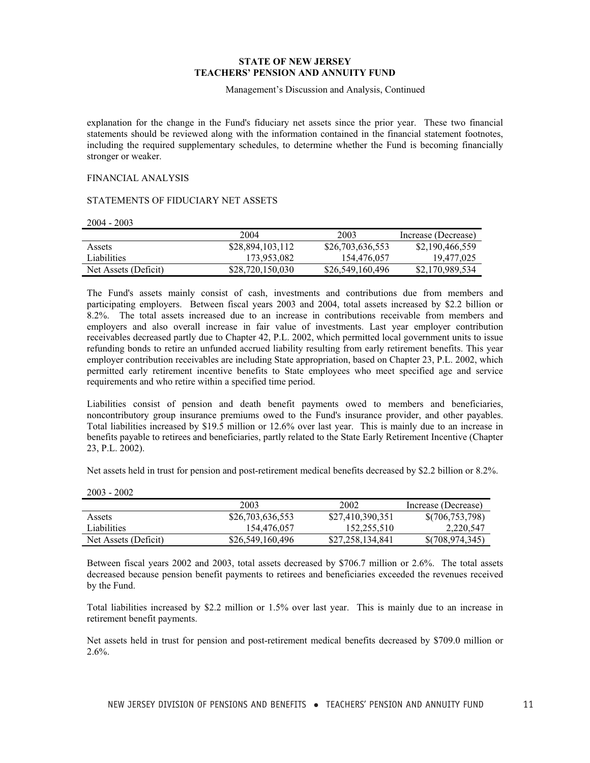explanation for the change in the Fund's fiduciary net assets since the prior year. These two financial statements should be reviewed along with the information contained in the financial statement footnotes, including the required supplementary schedules, to determine whether the Fund is becoming financially stronger or weaker.

FINANCIAL ANALYSIS

STATEMENTS OF FIDUCIARY NET ASSETS

2004 - 2003

| | 2004 | 2003 | Increase (Decrease) |
|---|---|---|---|
| Assets | $28,894,103,112 | $26,703,636,553 | $2,190,466,559 |
| Liabilities | 173,953,082 | 154,476,057 | 19,477,025 |
| Net Assets (Deficit) | $28,720,150,030 | $26,549,160,496 | $2,170,989,534 |

The Fund's assets mainly consist of cash, investments and contributions due from members and participating employers. Between fiscal years 2003 and 2004, total assets increased by $2.2 billion or 8.2%. The total assets increased due to an increase in contributions receivable from members and employers and also overall increase in fair value of investments. Last year employer contribution receivables decreased partly due to Chapter 42, P.L. 2002, which permitted local government units to issue refunding bonds to retire an unfunded accrued liability resulting from early retirement benefits. This year employer contribution receivables are including State appropriation, based on Chapter 23, P.L. 2002, which permitted early retirement incentive benefits to State employees who meet specified age and service requirements and who retire within a specified time period.

Liabilities consist of pension and death benefit payments owed to members and beneficiaries, noncontributory group insurance premiums owed to the Fund's insurance provider, and other payables. Total liabilities increased by $19.5 million or 12.6% over last year. This is mainly due to an increase in benefits payable to retirees and beneficiaries, partly related to the State Early Retirement Incentive (Chapter 23, P.L. 2002).

Net assets held in trust for pension and post-retirement medical benefits decreased by $2.2 billion or 8.2%.

2003 - 2002

| | 2003 | 2002 | Increase (Decrease) |
|---|---|---|---|
| Assets | $26,703,636,553 | $27,410,390,351 | $(706,753,798) |
| Liabilities | 154,476,057 | 152,255,510 | 2,220,547 |
| Net Assets (Deficit) | $26,549,160,496 | $27,258,134,841 | $(708,974,345) |

Between fiscal years 2002 and 2003, total assets decreased by $706.7 million or 2.6%. The total assets decreased because pension benefit payments to retirees and beneficiaries exceeded the revenues received by the Fund.

Total liabilities increased by $2.2 million or 1.5% over last year. This is mainly due to an increase in retirement benefit payments.

Net assets held in trust for pension and post-retirement medical benefits decreased by $709.0 million or 2.6%.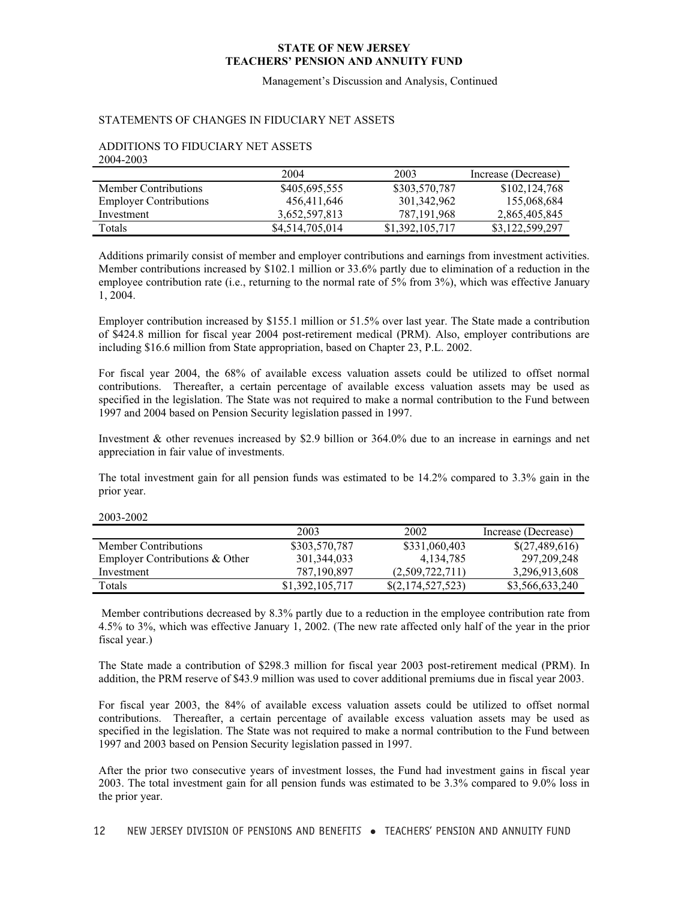**STATE OF NEW JERSEY**
**TEACHERS' PENSION AND ANNUITY FUND**

Management's Discussion and Analysis, Continued

STATEMENTS OF CHANGES IN FIDUCIARY NET ASSETS

ADDITIONS TO FIDUCIARY NET ASSETS
2004-2003

| | 2004 | 2003 | Increase (Decrease) |
|---|---|---|---|
| Member Contributions | $405,695,555 | $303,570,787 | $102,124,768 |
| Employer Contributions | 456,411,646 | 301,342,962 | 155,068,684 |
| Investment | 3,652,597,813 | 787,191,968 | 2,865,405,845 |
| Totals | $4,514,705,014 | $1,392,105,717 | $3,122,599,297 |

Additions primarily consist of member and employer contributions and earnings from investment activities. Member contributions increased by $102.1 million or 33.6% partly due to elimination of a reduction in the employee contribution rate (i.e., returning to the normal rate of 5% from 3%), which was effective January 1, 2004.

Employer contribution increased by $155.1 million or 51.5% over last year. The State made a contribution of $424.8 million for fiscal year 2004 post-retirement medical (PRM). Also, employer contributions are including $16.6 million from State appropriation, based on Chapter 23, P.L. 2002.

For fiscal year 2004, the 68% of available excess valuation assets could be utilized to offset normal contributions. Thereafter, a certain percentage of available excess valuation assets may be used as specified in the legislation. The State was not required to make a normal contribution to the Fund between 1997 and 2004 based on Pension Security legislation passed in 1997.

Investment & other revenues increased by $2.9 billion or 364.0% due to an increase in earnings and net appreciation in fair value of investments.

The total investment gain for all pension funds was estimated to be 14.2% compared to 3.3% gain in the prior year.

2003-2002

| | 2003 | 2002 | Increase (Decrease) |
|---|---|---|---|
| Member Contributions | $303,570,787 | $331,060,403 | $(27,489,616) |
| Employer Contributions & Other | 301,344,033 | 4,134,785 | 297,209,248 |
| Investment | 787,190,897 | (2,509,722,711) | 3,296,913,608 |
| Totals | $1,392,105,717 | $(2,174,527,523) | $3,566,633,240 |

Member contributions decreased by 8.3% partly due to a reduction in the employee contribution rate from 4.5% to 3%, which was effective January 1, 2002. (The new rate affected only half of the year in the prior fiscal year.)

The State made a contribution of $298.3 million for fiscal year 2003 post-retirement medical (PRM). In addition, the PRM reserve of $43.9 million was used to cover additional premiums due in fiscal year 2003.

For fiscal year 2003, the 84% of available excess valuation assets could be utilized to offset normal contributions. Thereafter, a certain percentage of available excess valuation assets may be used as specified in the legislation. The State was not required to make a normal contribution to the Fund between 1997 and 2003 based on Pension Security legislation passed in 1997.

After the prior two consecutive years of investment losses, the Fund had investment gains in fiscal year 2003. The total investment gain for all pension funds was estimated to be 3.3% compared to 9.0% loss in the prior year.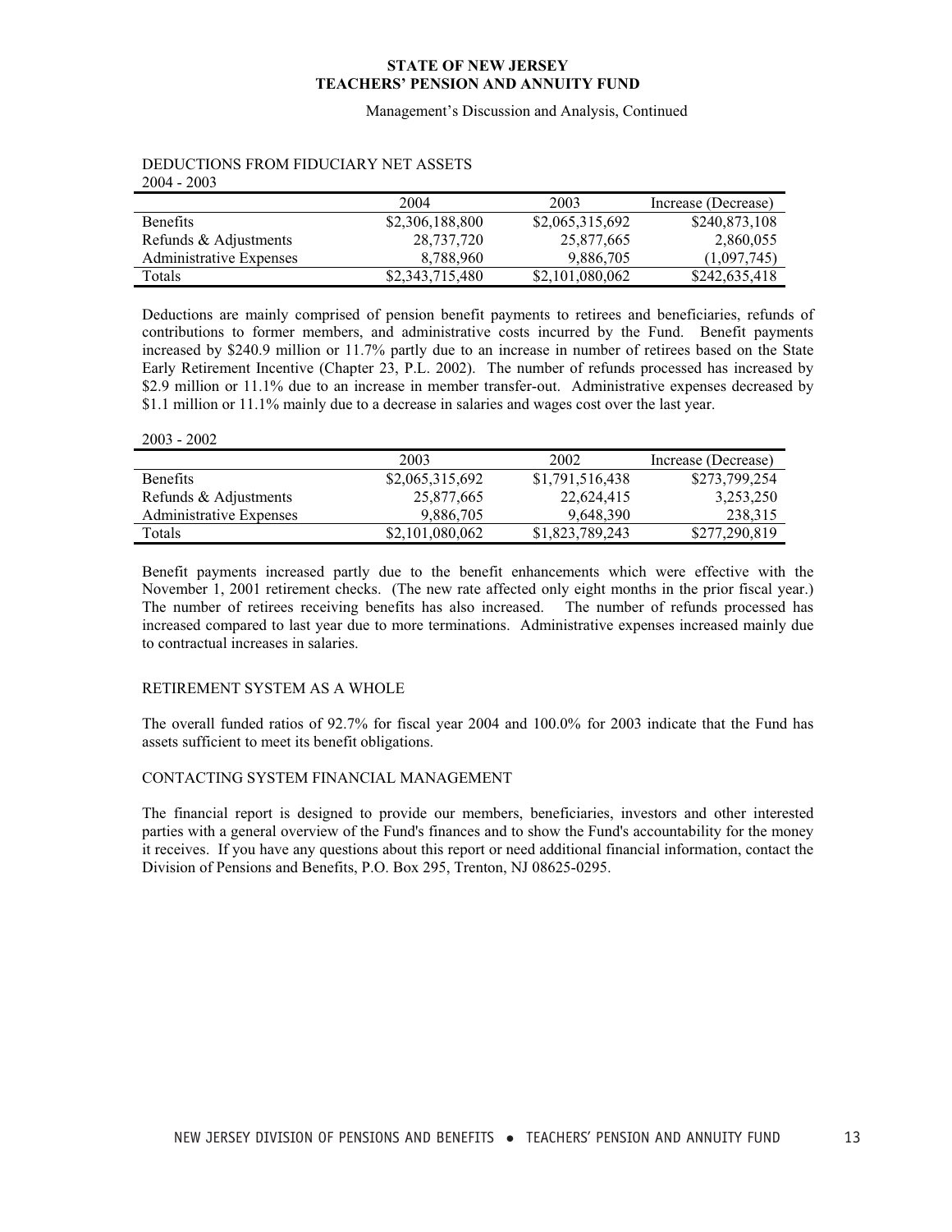### DEDUCTIONS FROM FIDUCIARY NET ASSETS

2004 - 2003

| | 2004 | 2003 | Increase (Decrease) |
|---|---|---|---|
| Benefits | $2,306,188,800 | $2,065,315,692 | $240,873,108 |
| Refunds & Adjustments | 28,737,720 | 25,877,665 | 2,860,055 |
| Administrative Expenses | 8,788,960 | 9,886,705 | (1,097,745) |
| Totals | $2,343,715,480 | $2,101,080,062 | $242,635,418 |

Deductions are mainly comprised of pension benefit payments to retirees and beneficiaries, refunds of contributions to former members, and administrative costs incurred by the Fund. Benefit payments increased by $240.9 million or 11.7% partly due to an increase in number of retirees based on the State Early Retirement Incentive (Chapter 23, P.L. 2002). The number of refunds processed has increased by $2.9 million or 11.1% due to an increase in member transfer-out. Administrative expenses decreased by $1.1 million or 11.1% mainly due to a decrease in salaries and wages cost over the last year.

2003 - 2002

| | 2003 | 2002 | Increase (Decrease) |
|---|---|---|---|
| Benefits | $2,065,315,692 | $1,791,516,438 | $273,799,254 |
| Refunds & Adjustments | 25,877,665 | 22,624,415 | 3,253,250 |
| Administrative Expenses | 9,886,705 | 9,648,390 | 238,315 |
| Totals | $2,101,080,062 | $1,823,789,243 | $277,290,819 |

Benefit payments increased partly due to the benefit enhancements which were effective with the November 1, 2001 retirement checks. (The new rate affected only eight months in the prior fiscal year.) The number of retirees receiving benefits has also increased. The number of refunds processed has increased compared to last year due to more terminations. Administrative expenses increased mainly due to contractual increases in salaries.

### RETIREMENT SYSTEM AS A WHOLE

The overall funded ratios of 92.7% for fiscal year 2004 and 100.0% for 2003 indicate that the Fund has assets sufficient to meet its benefit obligations.

### CONTACTING SYSTEM FINANCIAL MANAGEMENT

The financial report is designed to provide our members, beneficiaries, investors and other interested parties with a general overview of the Fund's finances and to show the Fund's accountability for the money it receives. If you have any questions about this report or need additional financial information, contact the Division of Pensions and Benefits, P.O. Box 295, Trenton, NJ 08625-0295.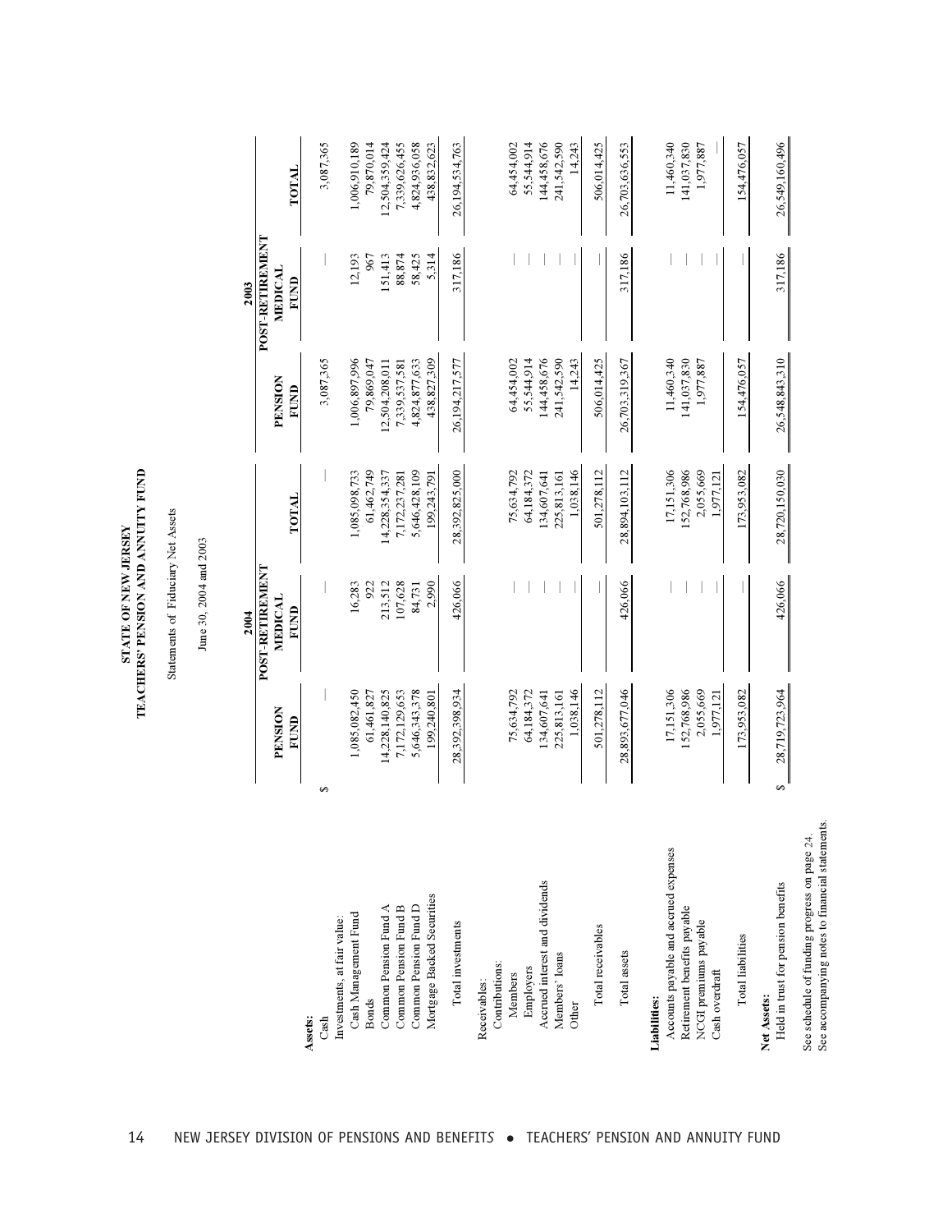# STATE OF NEW JERSEY
# TEACHERS' PENSION AND ANNUITY FUND

Statements of Fiduciary Net Assets

June 30, 2004 and 2003

| | 2004 | | | 2003 | | |
|---|---|---|---|---|---|---|
| | PENSION FUND | POST-RETIREMENT MEDICAL FUND | TOTAL | PENSION FUND | POST-RETIREMENT MEDICAL FUND | TOTAL |
| **Assets:** | | | | | | |
| Cash | $ — | — | — | 3,087,365 | — | 3,087,365 |
| Investments, at fair value: | | | | | | |
| Cash Management Fund | 1,085,082,450 | 16,283 | 1,085,098,733 | 1,006,897,996 | 12,193 | 1,006,910,189 |
| Bonds | 61,461,827 | 922 | 61,462,749 | 79,869,047 | 967 | 79,870,014 |
| Common Pension Fund A | 14,228,140,825 | 213,512 | 14,228,354,337 | 12,504,208,011 | 151,413 | 12,504,359,424 |
| Common Pension Fund B | 7,172,129,653 | 107,628 | 7,172,237,281 | 7,339,537,581 | 88,874 | 7,339,626,455 |
| Common Pension Fund D | 5,646,343,378 | 84,731 | 5,646,428,109 | 4,824,877,633 | 58,425 | 4,824,936,058 |
| Mortgage Backed Securities | 199,240,801 | 2,990 | 199,243,791 | 438,827,309 | 5,314 | 438,832,623 |
| Total investments | 28,392,398,934 | 426,066 | 28,392,825,000 | 26,194,217,577 | 317,186 | 26,194,534,763 |
| Receivables: | | | | | | |
| Contributions: | | | | | | |
| Members | 75,634,792 | — | 75,634,792 | 64,454,002 | — | 64,454,002 |
| Employers | 64,184,372 | — | 64,184,372 | 55,544,914 | — | 55,544,914 |
| Accrued interest and dividends | 134,607,641 | — | 134,607,641 | 144,458,676 | — | 144,458,676 |
| Members' loans | 225,813,161 | — | 225,813,161 | 241,542,590 | — | 241,542,590 |
| Other | 1,038,146 | — | 1,038,146 | 14,243 | — | 14,243 |
| Total receivables | 501,278,112 | — | 501,278,112 | 506,014,425 | — | 506,014,425 |
| Total assets | 28,893,677,046 | 426,066 | 28,894,103,112 | 26,703,319,367 | 317,186 | 26,703,636,553 |
| **Liabilities:** | | | | | | |
| Accounts payable and accrued expenses | 17,151,306 | — | 17,151,306 | 11,460,340 | — | 11,460,340 |
| Retirement benefits payable | 152,768,986 | — | 152,768,986 | 141,037,830 | — | 141,037,830 |
| NCGI premiums payable | 2,055,669 | — | 2,055,669 | 1,977,887 | — | 1,977,887 |
| Cash overdraft | 1,977,121 | — | 1,977,121 | — | — | — |
| Total liabilities | 173,953,082 | — | 173,953,082 | 154,476,057 | — | 154,476,057 |
| **Net Assets:** | | | | | | |
| Held in trust for pension benefits | $ 28,719,723,964 | 426,066 | 28,720,150,030 | 26,548,843,310 | 317,186 | 26,549,160,496 |

See schedule of funding progress on page 24.
See accompanying notes to financial statements.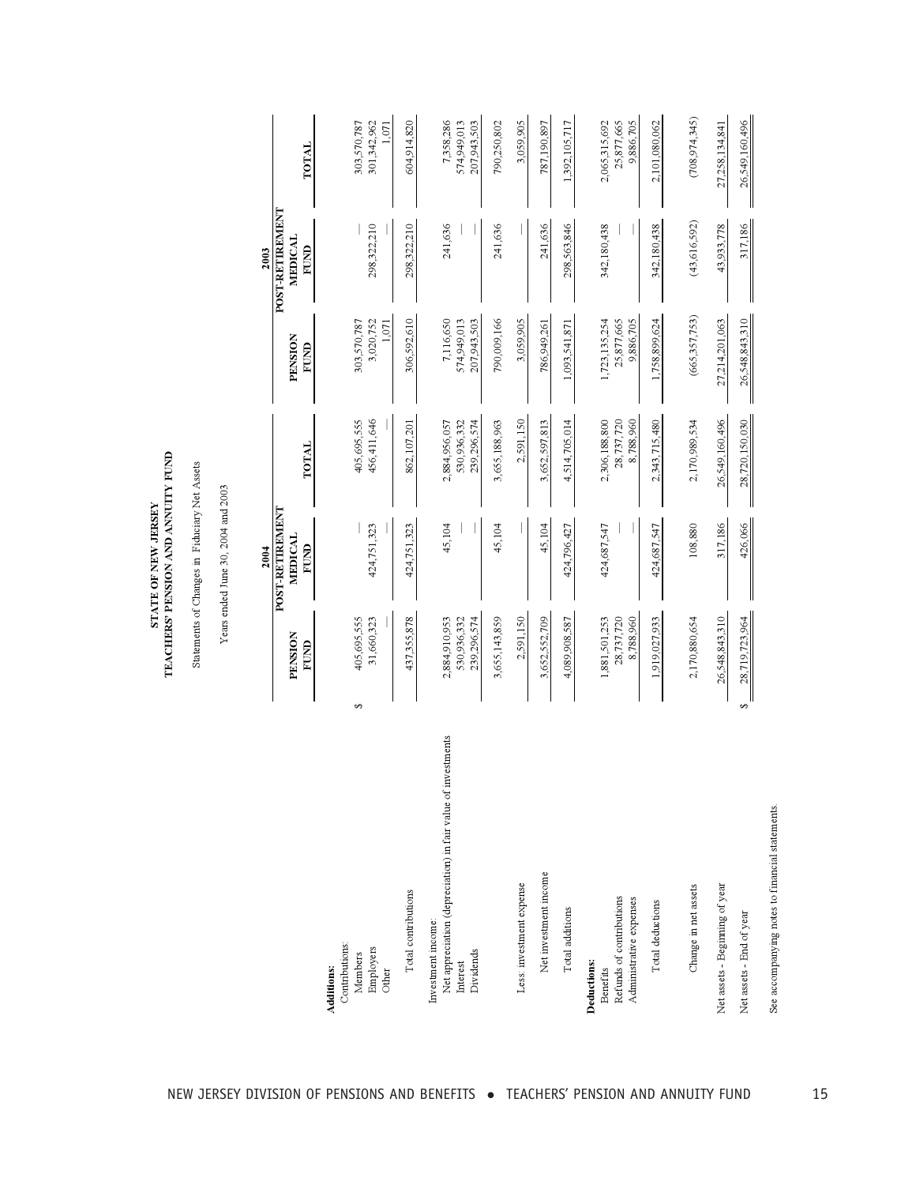# STATE OF NEW JERSEY
## TEACHERS' PENSION AND ANNUITY FUND

Statements of Changes in Fiduciary Net Assets

Years ended June 30, 2004 and 2003

| | 2004 | | | 2003 | | |
|---|---|---|---|---|---|---|
| | PENSION FUND | POST-RETIREMENT MEDICAL FUND | TOTAL | PENSION FUND | POST-RETIREMENT MEDICAL FUND | TOTAL |
| **Additions:** | | | | | | |
| Contributions: | | | | | | |
| Members | $ 405,695,555 | — | 405,695,555 | 303,570,787 | — | 303,570,787 |
| Employers | 31,660,323 | 424,751,323 | 456,411,646 | 3,020,752 | 298,322,210 | 301,342,962 |
| Other | — | — | — | 1,071 | — | 1,071 |
| Total contributions | 437,355,878 | 424,751,323 | 862,107,201 | 306,592,610 | 298,322,210 | 604,914,820 |
| Investment income: | | | | | | |
| Net appreciation (depreciation) in fair value of investments | 2,884,910,953 | 45,104 | 2,884,956,057 | 7,116,650 | 241,636 | 7,358,286 |
| Interest | 530,936,332 | — | 530,936,332 | 574,949,013 | — | 574,949,013 |
| Dividends | 239,296,574 | — | 239,296,574 | 207,943,503 | — | 207,943,503 |
| | 3,655,143,859 | 45,104 | 3,655,188,963 | 790,009,166 | 241,636 | 790,250,802 |
| Less: investment expense | 2,591,150 | — | 2,591,150 | 3,059,905 | — | 3,059,905 |
| Net investment income | 3,652,552,709 | 45,104 | 3,652,597,813 | 786,949,261 | 241,636 | 787,190,897 |
| Total additions | 4,089,908,587 | 424,796,427 | 4,514,705,014 | 1,093,541,871 | 298,563,846 | 1,392,105,717 |
| **Deductions:** | | | | | | |
| Benefits | 1,881,501,253 | 424,687,547 | 2,306,188,800 | 1,723,135,254 | 342,180,438 | 2,065,315,692 |
| Refunds of contributions | 28,737,720 | — | 28,737,720 | 25,877,665 | — | 25,877,665 |
| Administrative expenses | 8,788,960 | — | 8,788,960 | 9,886,705 | — | 9,886,705 |
| Total deductions | 1,919,027,933 | 424,687,547 | 2,343,715,480 | 1,758,899,624 | 342,180,438 | 2,101,080,062 |
| Change in net assets | 2,170,880,654 | 108,880 | 2,170,989,534 | (665,357,753) | (43,616,592) | (708,974,345) |
| Net assets - Beginning of year | 26,548,843,310 | 317,186 | 26,549,160,496 | 27,214,201,063 | 43,933,778 | 27,258,134,841 |
| Net assets - End of year | $ 28,719,723,964 | 426,066 | 28,720,150,030 | 26,548,843,310 | 317,186 | 26,549,160,496 |

See accompanying notes to financial statements.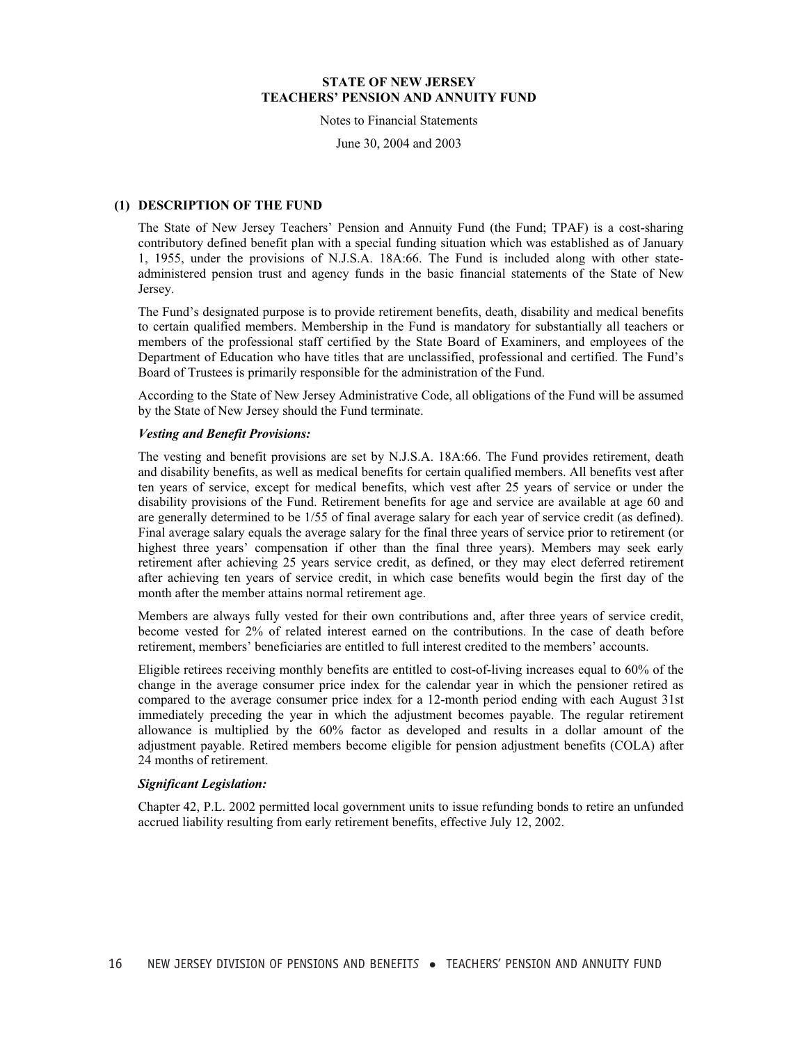**STATE OF NEW JERSEY**
**TEACHERS' PENSION AND ANNUITY FUND**

Notes to Financial Statements

June 30, 2004 and 2003

## (1) DESCRIPTION OF THE FUND

The State of New Jersey Teachers' Pension and Annuity Fund (the Fund; TPAF) is a cost-sharing contributory defined benefit plan with a special funding situation which was established as of January 1, 1955, under the provisions of N.J.S.A. 18A:66. The Fund is included along with other state-administered pension trust and agency funds in the basic financial statements of the State of New Jersey.

The Fund's designated purpose is to provide retirement benefits, death, disability and medical benefits to certain qualified members. Membership in the Fund is mandatory for substantially all teachers or members of the professional staff certified by the State Board of Examiners, and employees of the Department of Education who have titles that are unclassified, professional and certified. The Fund's Board of Trustees is primarily responsible for the administration of the Fund.

According to the State of New Jersey Administrative Code, all obligations of the Fund will be assumed by the State of New Jersey should the Fund terminate.

***Vesting and Benefit Provisions:***

The vesting and benefit provisions are set by N.J.S.A. 18A:66. The Fund provides retirement, death and disability benefits, as well as medical benefits for certain qualified members. All benefits vest after ten years of service, except for medical benefits, which vest after 25 years of service or under the disability provisions of the Fund. Retirement benefits for age and service are available at age 60 and are generally determined to be 1/55 of final average salary for each year of service credit (as defined). Final average salary equals the average salary for the final three years of service prior to retirement (or highest three years' compensation if other than the final three years). Members may seek early retirement after achieving 25 years service credit, as defined, or they may elect deferred retirement after achieving ten years of service credit, in which case benefits would begin the first day of the month after the member attains normal retirement age.

Members are always fully vested for their own contributions and, after three years of service credit, become vested for 2% of related interest earned on the contributions. In the case of death before retirement, members' beneficiaries are entitled to full interest credited to the members' accounts.

Eligible retirees receiving monthly benefits are entitled to cost-of-living increases equal to 60% of the change in the average consumer price index for the calendar year in which the pensioner retired as compared to the average consumer price index for a 12-month period ending with each August 31st immediately preceding the year in which the adjustment becomes payable. The regular retirement allowance is multiplied by the 60% factor as developed and results in a dollar amount of the adjustment payable. Retired members become eligible for pension adjustment benefits (COLA) after 24 months of retirement.

***Significant Legislation:***

Chapter 42, P.L. 2002 permitted local government units to issue refunding bonds to retire an unfunded accrued liability resulting from early retirement benefits, effective July 12, 2002.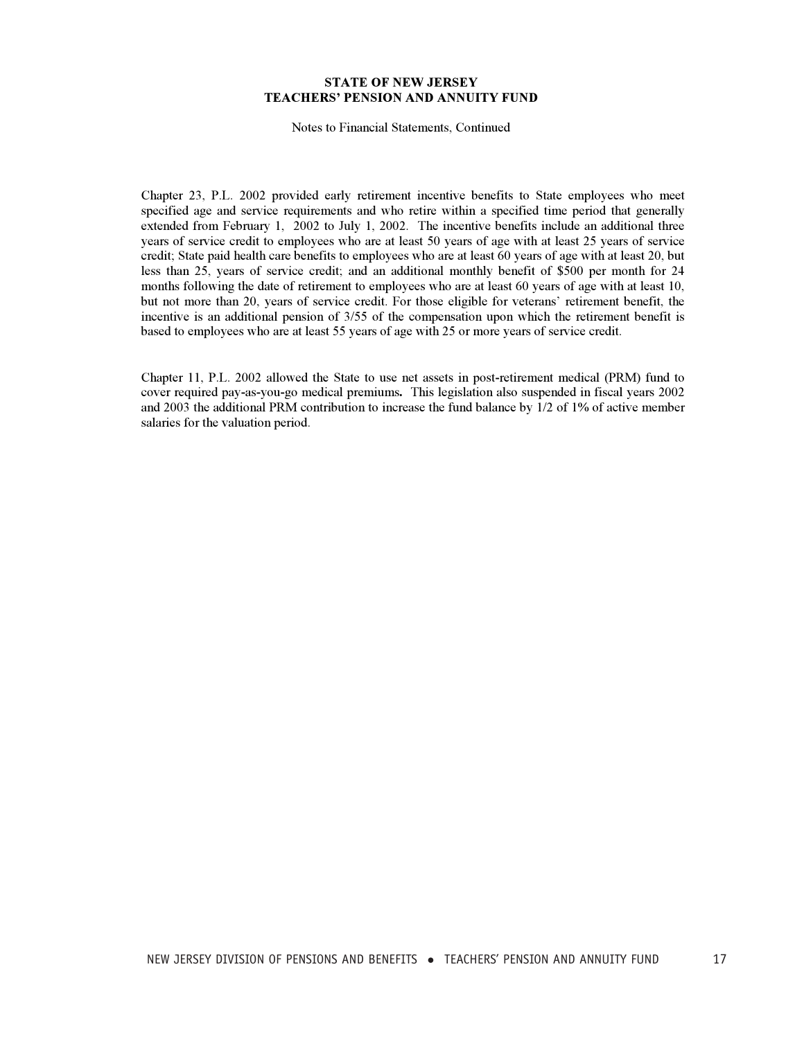**STATE OF NEW JERSEY**
**TEACHERS' PENSION AND ANNUITY FUND**

Notes to Financial Statements, Continued

Chapter 23, P.L. 2002 provided early retirement incentive benefits to State employees who meet specified age and service requirements and who retire within a specified time period that generally extended from February 1, 2002 to July 1, 2002. The incentive benefits include an additional three years of service credit to employees who are at least 50 years of age with at least 25 years of service credit; State paid health care benefits to employees who are at least 60 years of age with at least 20, but less than 25, years of service credit; and an additional monthly benefit of $500 per month for 24 months following the date of retirement to employees who are at least 60 years of age with at least 10, but not more than 20, years of service credit. For those eligible for veterans' retirement benefit, the incentive is an additional pension of 3/55 of the compensation upon which the retirement benefit is based to employees who are at least 55 years of age with 25 or more years of service credit.

Chapter 11, P.L. 2002 allowed the State to use net assets in post-retirement medical (PRM) fund to cover required pay-as-you-go medical premiums**.** This legislation also suspended in fiscal years 2002 and 2003 the additional PRM contribution to increase the fund balance by 1/2 of 1% of active member salaries for the valuation period.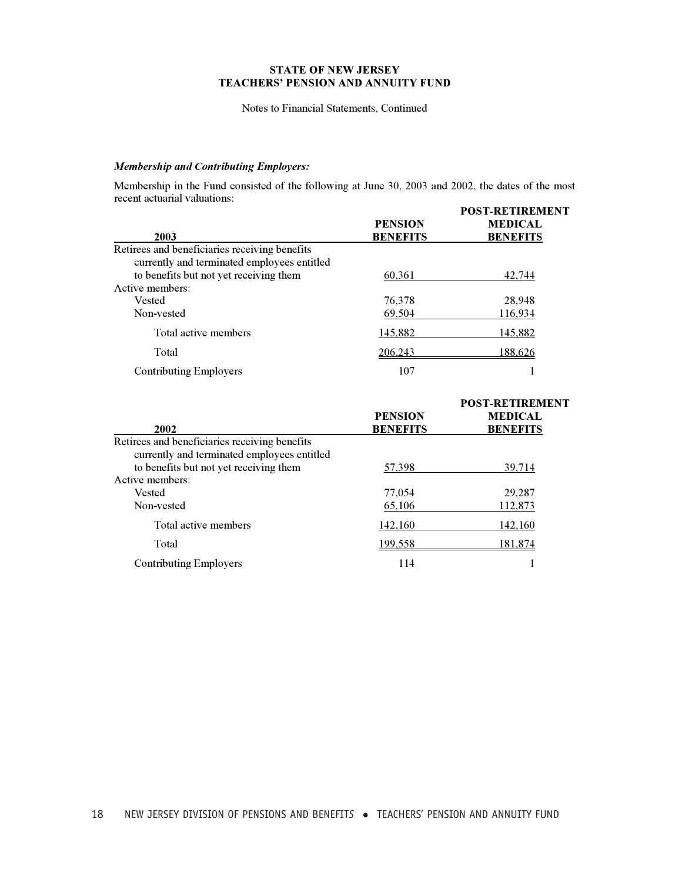**STATE OF NEW JERSEY**
**TEACHERS' PENSION AND ANNUITY FUND**

Notes to Financial Statements, Continued

***Membership and Contributing Employers:***

Membership in the Fund consisted of the following at June 30, 2003 and 2002, the dates of the most recent actuarial valuations:

| 2003 | PENSION BENEFITS | POST-RETIREMENT MEDICAL BENEFITS |
|---|---|---|
| Retirees and beneficiaries receiving benefits currently and terminated employees entitled to benefits but not yet receiving them | 60,361 | 42,744 |
| Active members: | | |
| Vested | 76,378 | 28,948 |
| Non-vested | 69,504 | 116,934 |
| Total active members | 145,882 | 145,882 |
| Total | 206,243 | 188,626 |
| Contributing Employers | 107 | 1 |

| 2002 | PENSION BENEFITS | POST-RETIREMENT MEDICAL BENEFITS |
|---|---|---|
| Retirees and beneficiaries receiving benefits currently and terminated employees entitled to benefits but not yet receiving them | 57,398 | 39,714 |
| Active members: | | |
| Vested | 77,054 | 29,287 |
| Non-vested | 65,106 | 112,873 |
| Total active members | 142,160 | 142,160 |
| Total | 199,558 | 181,874 |
| Contributing Employers | 114 | 1 |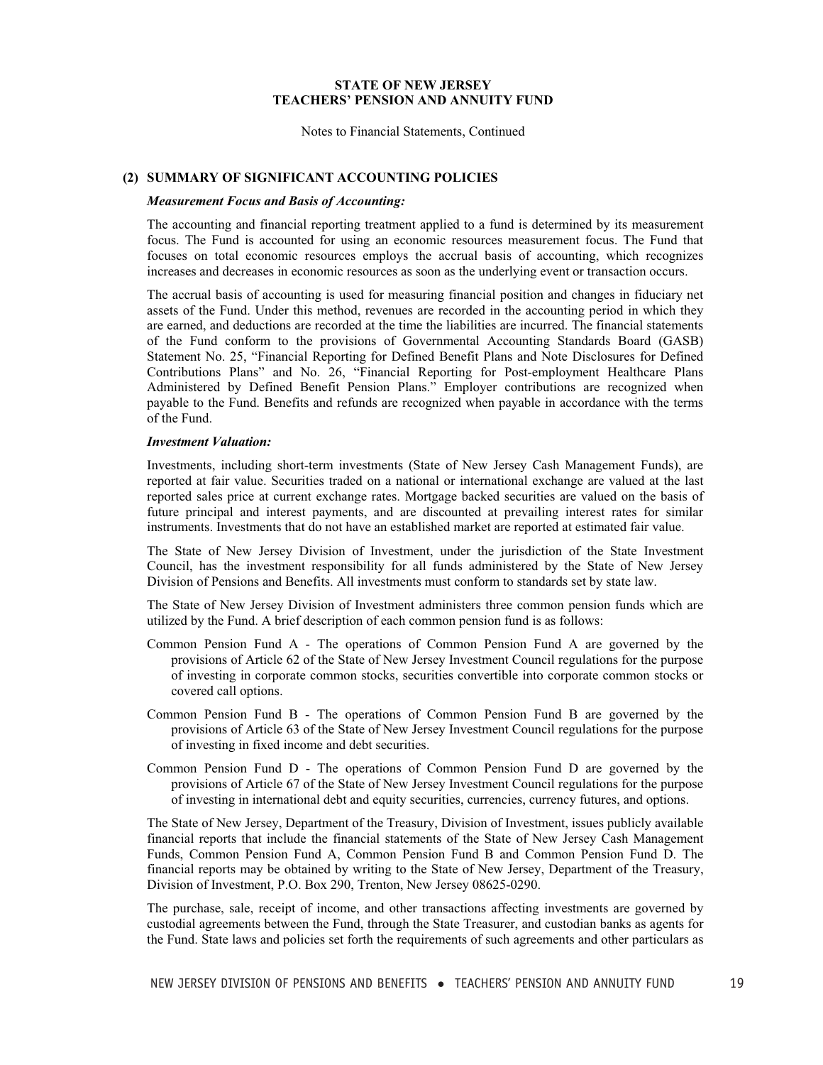**STATE OF NEW JERSEY**
**TEACHERS' PENSION AND ANNUITY FUND**

Notes to Financial Statements, Continued

## (2) SUMMARY OF SIGNIFICANT ACCOUNTING POLICIES

***Measurement Focus and Basis of Accounting:***

The accounting and financial reporting treatment applied to a fund is determined by its measurement focus. The Fund is accounted for using an economic resources measurement focus. The Fund that focuses on total economic resources employs the accrual basis of accounting, which recognizes increases and decreases in economic resources as soon as the underlying event or transaction occurs.

The accrual basis of accounting is used for measuring financial position and changes in fiduciary net assets of the Fund. Under this method, revenues are recorded in the accounting period in which they are earned, and deductions are recorded at the time the liabilities are incurred. The financial statements of the Fund conform to the provisions of Governmental Accounting Standards Board (GASB) Statement No. 25, "Financial Reporting for Defined Benefit Plans and Note Disclosures for Defined Contributions Plans" and No. 26, "Financial Reporting for Post-employment Healthcare Plans Administered by Defined Benefit Pension Plans." Employer contributions are recognized when payable to the Fund. Benefits and refunds are recognized when payable in accordance with the terms of the Fund.

***Investment Valuation:***

Investments, including short-term investments (State of New Jersey Cash Management Funds), are reported at fair value. Securities traded on a national or international exchange are valued at the last reported sales price at current exchange rates. Mortgage backed securities are valued on the basis of future principal and interest payments, and are discounted at prevailing interest rates for similar instruments. Investments that do not have an established market are reported at estimated fair value.

The State of New Jersey Division of Investment, under the jurisdiction of the State Investment Council, has the investment responsibility for all funds administered by the State of New Jersey Division of Pensions and Benefits. All investments must conform to standards set by state law.

The State of New Jersey Division of Investment administers three common pension funds which are utilized by the Fund. A brief description of each common pension fund is as follows:

Common Pension Fund A - The operations of Common Pension Fund A are governed by the provisions of Article 62 of the State of New Jersey Investment Council regulations for the purpose of investing in corporate common stocks, securities convertible into corporate common stocks or covered call options.

Common Pension Fund B - The operations of Common Pension Fund B are governed by the provisions of Article 63 of the State of New Jersey Investment Council regulations for the purpose of investing in fixed income and debt securities.

Common Pension Fund D - The operations of Common Pension Fund D are governed by the provisions of Article 67 of the State of New Jersey Investment Council regulations for the purpose of investing in international debt and equity securities, currencies, currency futures, and options.

The State of New Jersey, Department of the Treasury, Division of Investment, issues publicly available financial reports that include the financial statements of the State of New Jersey Cash Management Funds, Common Pension Fund A, Common Pension Fund B and Common Pension Fund D. The financial reports may be obtained by writing to the State of New Jersey, Department of the Treasury, Division of Investment, P.O. Box 290, Trenton, New Jersey 08625-0290.

The purchase, sale, receipt of income, and other transactions affecting investments are governed by custodial agreements between the Fund, through the State Treasurer, and custodian banks as agents for the Fund. State laws and policies set forth the requirements of such agreements and other particulars as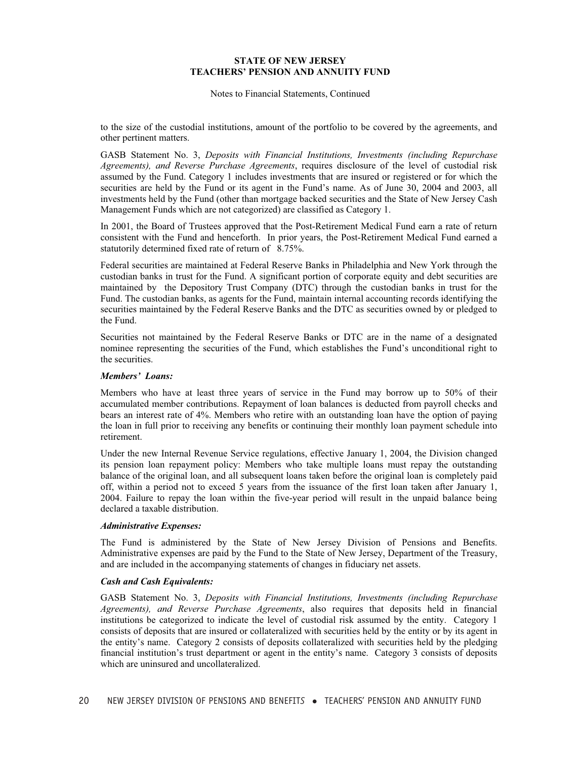to the size of the custodial institutions, amount of the portfolio to be covered by the agreements, and other pertinent matters.

GASB Statement No. 3, *Deposits with Financial Institutions, Investments (including Repurchase Agreements), and Reverse Purchase Agreements*, requires disclosure of the level of custodial risk assumed by the Fund. Category 1 includes investments that are insured or registered or for which the securities are held by the Fund or its agent in the Fund's name. As of June 30, 2004 and 2003, all investments held by the Fund (other than mortgage backed securities and the State of New Jersey Cash Management Funds which are not categorized) are classified as Category 1.

In 2001, the Board of Trustees approved that the Post-Retirement Medical Fund earn a rate of return consistent with the Fund and henceforth. In prior years, the Post-Retirement Medical Fund earned a statutorily determined fixed rate of return of 8.75%.

Federal securities are maintained at Federal Reserve Banks in Philadelphia and New York through the custodian banks in trust for the Fund. A significant portion of corporate equity and debt securities are maintained by the Depository Trust Company (DTC) through the custodian banks in trust for the Fund. The custodian banks, as agents for the Fund, maintain internal accounting records identifying the securities maintained by the Federal Reserve Banks and the DTC as securities owned by or pledged to the Fund.

Securities not maintained by the Federal Reserve Banks or DTC are in the name of a designated nominee representing the securities of the Fund, which establishes the Fund's unconditional right to the securities.

***Members' Loans:***

Members who have at least three years of service in the Fund may borrow up to 50% of their accumulated member contributions. Repayment of loan balances is deducted from payroll checks and bears an interest rate of 4%. Members who retire with an outstanding loan have the option of paying the loan in full prior to receiving any benefits or continuing their monthly loan payment schedule into retirement.

Under the new Internal Revenue Service regulations, effective January 1, 2004, the Division changed its pension loan repayment policy: Members who take multiple loans must repay the outstanding balance of the original loan, and all subsequent loans taken before the original loan is completely paid off, within a period not to exceed 5 years from the issuance of the first loan taken after January 1, 2004. Failure to repay the loan within the five-year period will result in the unpaid balance being declared a taxable distribution.

***Administrative Expenses:***

The Fund is administered by the State of New Jersey Division of Pensions and Benefits. Administrative expenses are paid by the Fund to the State of New Jersey, Department of the Treasury, and are included in the accompanying statements of changes in fiduciary net assets.

***Cash and Cash Equivalents:***

GASB Statement No. 3, *Deposits with Financial Institutions, Investments (including Repurchase Agreements), and Reverse Purchase Agreements*, also requires that deposits held in financial institutions be categorized to indicate the level of custodial risk assumed by the entity. Category 1 consists of deposits that are insured or collateralized with securities held by the entity or by its agent in the entity's name. Category 2 consists of deposits collateralized with securities held by the pledging financial institution's trust department or agent in the entity's name. Category 3 consists of deposits which are uninsured and uncollateralized.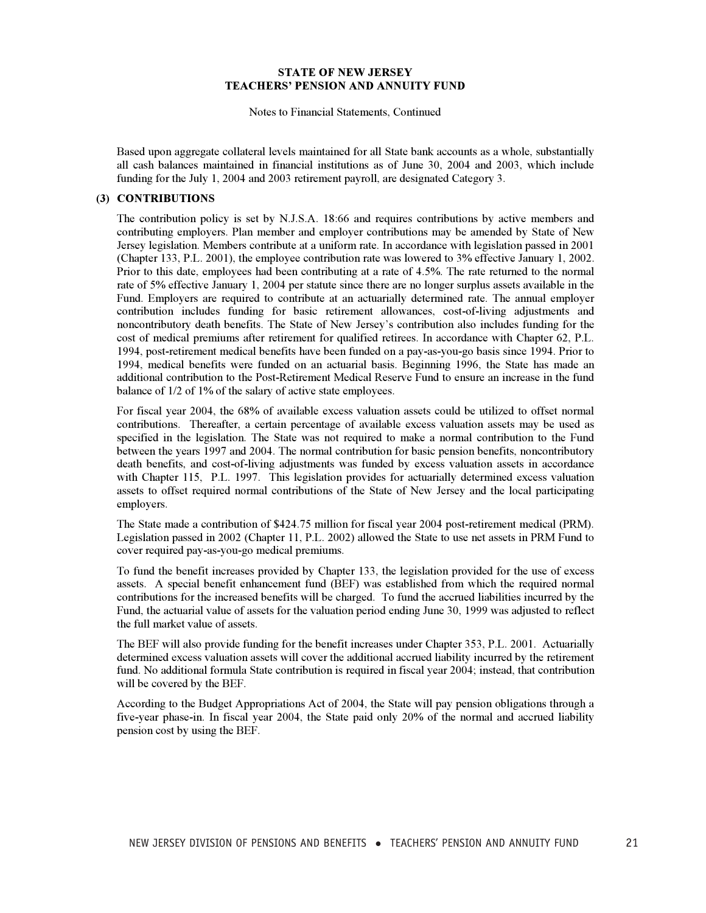**STATE OF NEW JERSEY**
**TEACHERS' PENSION AND ANNUITY FUND**

Notes to Financial Statements, Continued

Based upon aggregate collateral levels maintained for all State bank accounts as a whole, substantially all cash balances maintained in financial institutions as of June 30, 2004 and 2003, which include funding for the July 1, 2004 and 2003 retirement payroll, are designated Category 3.

## (3) CONTRIBUTIONS

The contribution policy is set by N.J.S.A. 18:66 and requires contributions by active members and contributing employers. Plan member and employer contributions may be amended by State of New Jersey legislation. Members contribute at a uniform rate. In accordance with legislation passed in 2001 (Chapter 133, P.L. 2001), the employee contribution rate was lowered to 3% effective January 1, 2002. Prior to this date, employees had been contributing at a rate of 4.5%. The rate returned to the normal rate of 5% effective January 1, 2004 per statute since there are no longer surplus assets available in the Fund. Employers are required to contribute at an actuarially determined rate. The annual employer contribution includes funding for basic retirement allowances, cost-of-living adjustments and noncontributory death benefits. The State of New Jersey's contribution also includes funding for the cost of medical premiums after retirement for qualified retirees. In accordance with Chapter 62, P.L. 1994, post-retirement medical benefits have been funded on a pay-as-you-go basis since 1994. Prior to 1994, medical benefits were funded on an actuarial basis. Beginning 1996, the State has made an additional contribution to the Post-Retirement Medical Reserve Fund to ensure an increase in the fund balance of 1/2 of 1% of the salary of active state employees.

For fiscal year 2004, the 68% of available excess valuation assets could be utilized to offset normal contributions. Thereafter, a certain percentage of available excess valuation assets may be used as specified in the legislation. The State was not required to make a normal contribution to the Fund between the years 1997 and 2004. The normal contribution for basic pension benefits, noncontributory death benefits, and cost-of-living adjustments was funded by excess valuation assets in accordance with Chapter 115, P.L. 1997. This legislation provides for actuarially determined excess valuation assets to offset required normal contributions of the State of New Jersey and the local participating employers.

The State made a contribution of $424.75 million for fiscal year 2004 post-retirement medical (PRM). Legislation passed in 2002 (Chapter 11, P.L. 2002) allowed the State to use net assets in PRM Fund to cover required pay-as-you-go medical premiums.

To fund the benefit increases provided by Chapter 133, the legislation provided for the use of excess assets. A special benefit enhancement fund (BEF) was established from which the required normal contributions for the increased benefits will be charged. To fund the accrued liabilities incurred by the Fund, the actuarial value of assets for the valuation period ending June 30, 1999 was adjusted to reflect the full market value of assets.

The BEF will also provide funding for the benefit increases under Chapter 353, P.L. 2001. Actuarially determined excess valuation assets will cover the additional accrued liability incurred by the retirement fund. No additional formula State contribution is required in fiscal year 2004; instead, that contribution will be covered by the BEF.

According to the Budget Appropriations Act of 2004, the State will pay pension obligations through a five-year phase-in. In fiscal year 2004, the State paid only 20% of the normal and accrued liability pension cost by using the BEF.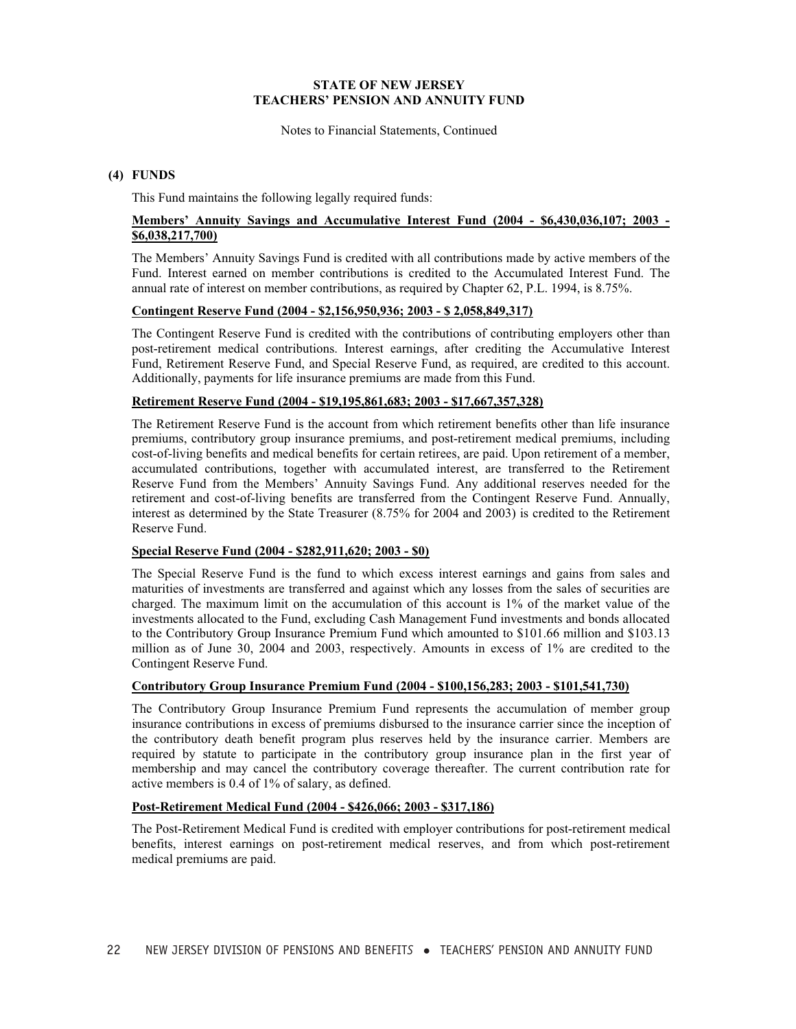**STATE OF NEW JERSEY**
**TEACHERS' PENSION AND ANNUITY FUND**

Notes to Financial Statements, Continued

## (4) FUNDS

This Fund maintains the following legally required funds:

**Members' Annuity Savings and Accumulative Interest Fund (2004 - $6,430,036,107; 2003 - $6,038,217,700)**

The Members' Annuity Savings Fund is credited with all contributions made by active members of the Fund. Interest earned on member contributions is credited to the Accumulated Interest Fund. The annual rate of interest on member contributions, as required by Chapter 62, P.L. 1994, is 8.75%.

**Contingent Reserve Fund (2004 - $2,156,950,936; 2003 - $ 2,058,849,317)**

The Contingent Reserve Fund is credited with the contributions of contributing employers other than post-retirement medical contributions. Interest earnings, after crediting the Accumulative Interest Fund, Retirement Reserve Fund, and Special Reserve Fund, as required, are credited to this account. Additionally, payments for life insurance premiums are made from this Fund.

**Retirement Reserve Fund (2004 - $19,195,861,683; 2003 - $17,667,357,328)**

The Retirement Reserve Fund is the account from which retirement benefits other than life insurance premiums, contributory group insurance premiums, and post-retirement medical premiums, including cost-of-living benefits and medical benefits for certain retirees, are paid. Upon retirement of a member, accumulated contributions, together with accumulated interest, are transferred to the Retirement Reserve Fund from the Members' Annuity Savings Fund. Any additional reserves needed for the retirement and cost-of-living benefits are transferred from the Contingent Reserve Fund. Annually, interest as determined by the State Treasurer (8.75% for 2004 and 2003) is credited to the Retirement Reserve Fund.

**Special Reserve Fund (2004 - $282,911,620; 2003 - $0)**

The Special Reserve Fund is the fund to which excess interest earnings and gains from sales and maturities of investments are transferred and against which any losses from the sales of securities are charged. The maximum limit on the accumulation of this account is 1% of the market value of the investments allocated to the Fund, excluding Cash Management Fund investments and bonds allocated to the Contributory Group Insurance Premium Fund which amounted to $101.66 million and $103.13 million as of June 30, 2004 and 2003, respectively. Amounts in excess of 1% are credited to the Contingent Reserve Fund.

**Contributory Group Insurance Premium Fund (2004 - $100,156,283; 2003 - $101,541,730)**

The Contributory Group Insurance Premium Fund represents the accumulation of member group insurance contributions in excess of premiums disbursed to the insurance carrier since the inception of the contributory death benefit program plus reserves held by the insurance carrier. Members are required by statute to participate in the contributory group insurance plan in the first year of membership and may cancel the contributory coverage thereafter. The current contribution rate for active members is 0.4 of 1% of salary, as defined.

**Post-Retirement Medical Fund (2004 - $426,066; 2003 - $317,186)**

The Post-Retirement Medical Fund is credited with employer contributions for post-retirement medical benefits, interest earnings on post-retirement medical reserves, and from which post-retirement medical premiums are paid.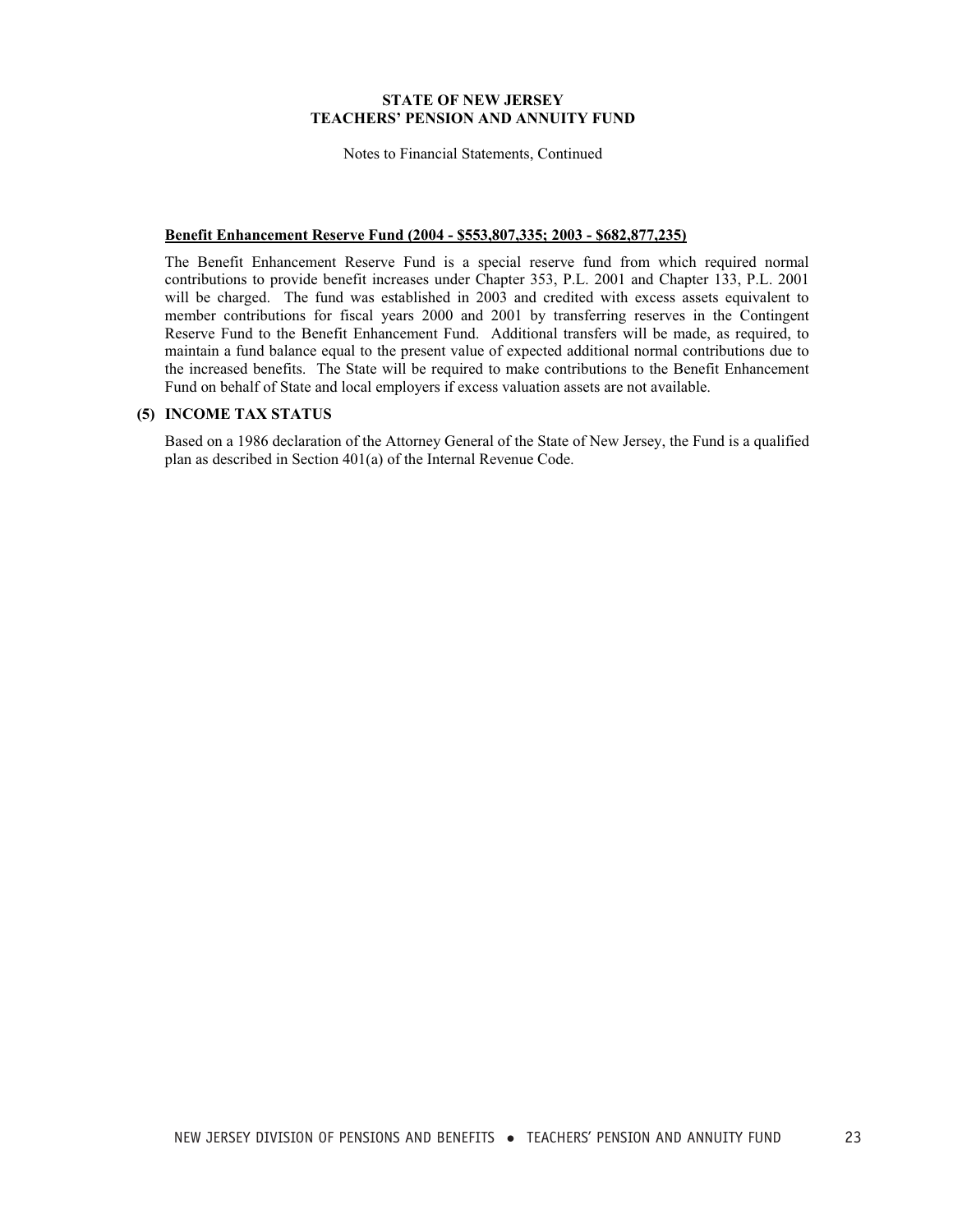**Benefit Enhancement Reserve Fund (2004 - $553,807,335; 2003 - $682,877,235)**

The Benefit Enhancement Reserve Fund is a special reserve fund from which required normal contributions to provide benefit increases under Chapter 353, P.L. 2001 and Chapter 133, P.L. 2001 will be charged. The fund was established in 2003 and credited with excess assets equivalent to member contributions for fiscal years 2000 and 2001 by transferring reserves in the Contingent Reserve Fund to the Benefit Enhancement Fund. Additional transfers will be made, as required, to maintain a fund balance equal to the present value of expected additional normal contributions due to the increased benefits. The State will be required to make contributions to the Benefit Enhancement Fund on behalf of State and local employers if excess valuation assets are not available.

## (5) INCOME TAX STATUS

Based on a 1986 declaration of the Attorney General of the State of New Jersey, the Fund is a qualified plan as described in Section 401(a) of the Internal Revenue Code.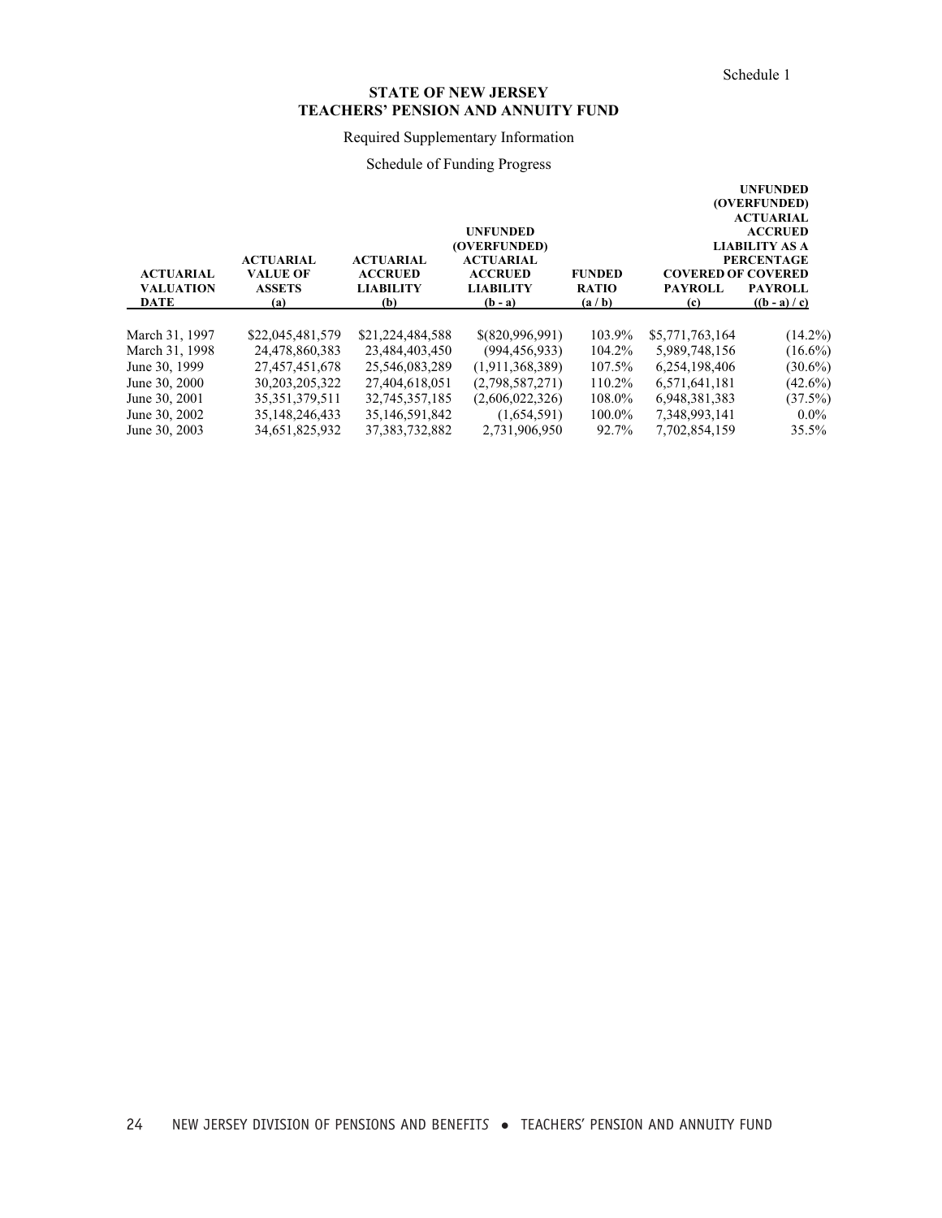Schedule 1

# STATE OF NEW JERSEY
# TEACHERS' PENSION AND ANNUITY FUND

Required Supplementary Information

Schedule of Funding Progress

| ACTUARIAL VALUATION DATE | ACTUARIAL VALUE OF ASSETS (a) | ACTUARIAL ACCRUED LIABILITY (b) | UNFUNDED (OVERFUNDED) ACTUARIAL ACCRUED LIABILITY (b - a) | FUNDED RATIO (a / b) | COVERED PAYROLL (c) | UNFUNDED (OVERFUNDED) ACTUARIAL ACCRUED LIABILITY AS A PERCENTAGE OF COVERED PAYROLL ((b - a) / c) |
|---|---|---|---|---|---|---|
| March 31, 1997 | $22,045,481,579 | $21,224,484,588 | $(820,996,991) | 103.9% | $5,771,763,164 | (14.2%) |
| March 31, 1998 | 24,478,860,383 | 23,484,403,450 | (994,456,933) | 104.2% | 5,989,748,156 | (16.6%) |
| June 30, 1999 | 27,457,451,678 | 25,546,083,289 | (1,911,368,389) | 107.5% | 6,254,198,406 | (30.6%) |
| June 30, 2000 | 30,203,205,322 | 27,404,618,051 | (2,798,587,271) | 110.2% | 6,571,641,181 | (42.6%) |
| June 30, 2001 | 35,351,379,511 | 32,745,357,185 | (2,606,022,326) | 108.0% | 6,948,381,383 | (37.5%) |
| June 30, 2002 | 35,148,246,433 | 35,146,591,842 | (1,654,591) | 100.0% | 7,348,993,141 | 0.0% |
| June 30, 2003 | 34,651,825,932 | 37,383,732,882 | 2,731,906,950 | 92.7% | 7,702,854,159 | 35.5% |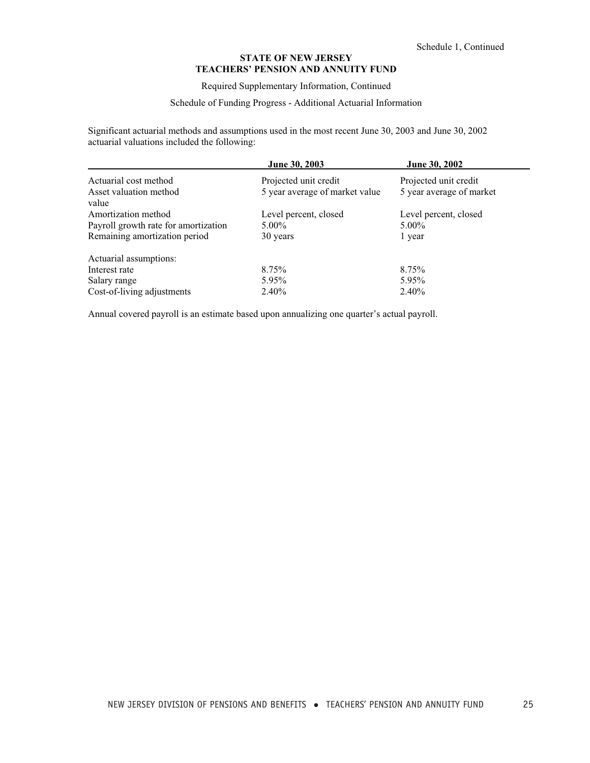Schedule 1, Continued

**STATE OF NEW JERSEY**
**TEACHERS' PENSION AND ANNUITY FUND**

Required Supplementary Information, Continued

Schedule of Funding Progress - Additional Actuarial Information

Significant actuarial methods and assumptions used in the most recent June 30, 2003 and June 30, 2002 actuarial valuations included the following:

| | June 30, 2003 | June 30, 2002 |
|---|---|---|
| Actuarial cost method | Projected unit credit | Projected unit credit |
| Asset valuation method value | 5 year average of market value | 5 year average of market |
| Amortization method | Level percent, closed | Level percent, closed |
| Payroll growth rate for amortization | 5.00% | 5.00% |
| Remaining amortization period | 30 years | 1 year |
| Actuarial assumptions: | | |
| Interest rate | 8.75% | 8.75% |
| Salary range | 5.95% | 5.95% |
| Cost-of-living adjustments | 2.40% | 2.40% |

Annual covered payroll is an estimate based upon annualizing one quarter's actual payroll.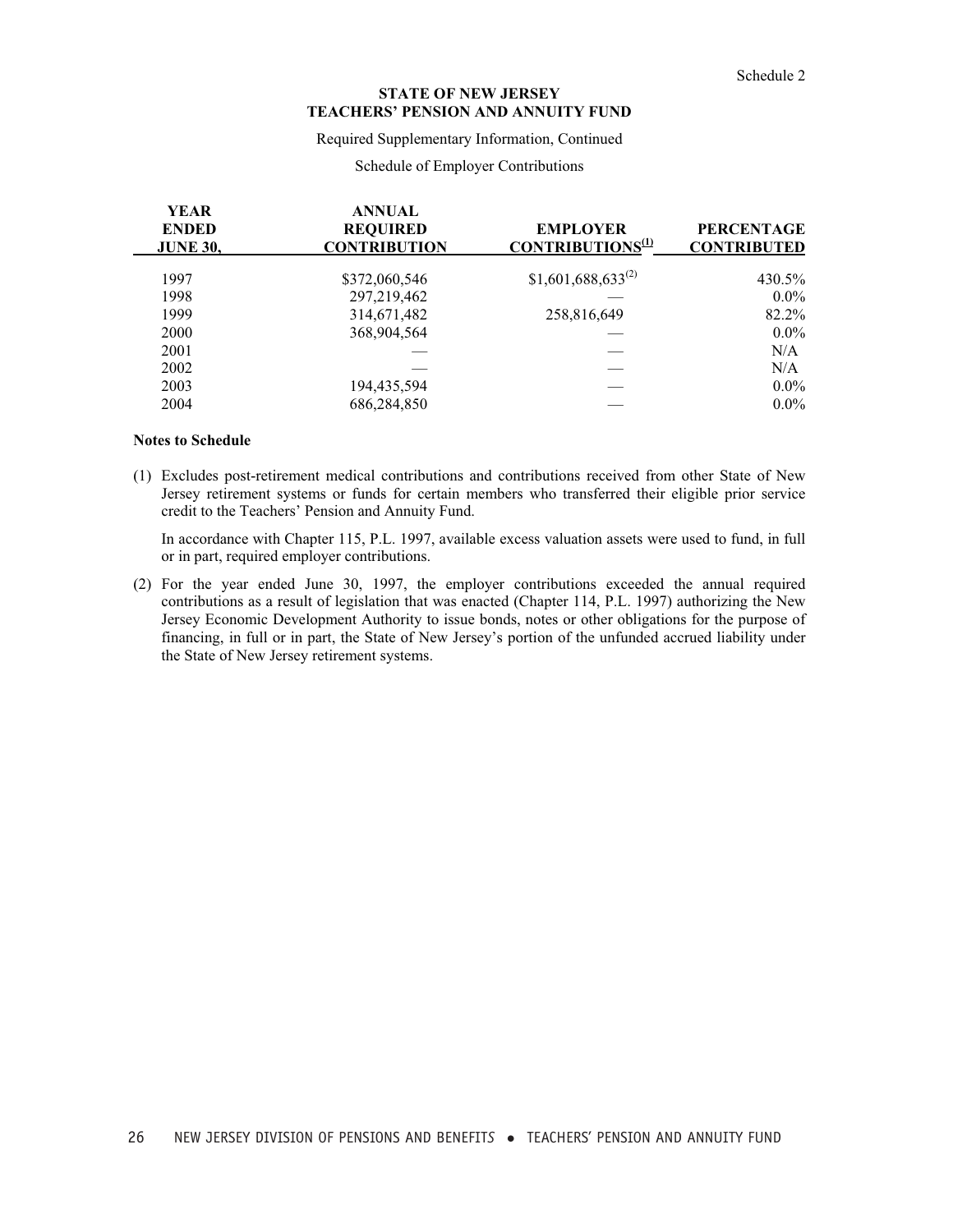Schedule 2

# STATE OF NEW JERSEY
## TEACHERS' PENSION AND ANNUITY FUND

Required Supplementary Information, Continued

Schedule of Employer Contributions

| YEAR ENDED JUNE 30, | ANNUAL REQUIRED CONTRIBUTION | EMPLOYER CONTRIBUTIONS[1] | PERCENTAGE CONTRIBUTED |
|---|---|---|---|
| 1997 | $372,060,546 | $1,601,688,633[2] | 430.5% |
| 1998 | 297,219,462 | — | 0.0% |
| 1999 | 314,671,482 | 258,816,649 | 82.2% |
| 2000 | 368,904,564 | — | 0.0% |
| 2001 | — | — | N/A |
| 2002 | — | — | N/A |
| 2003 | 194,435,594 | — | 0.0% |
| 2004 | 686,284,850 | — | 0.0% |

**Notes to Schedule**

(1) Excludes post-retirement medical contributions and contributions received from other State of New Jersey retirement systems or funds for certain members who transferred their eligible prior service credit to the Teachers' Pension and Annuity Fund.

In accordance with Chapter 115, P.L. 1997, available excess valuation assets were used to fund, in full or in part, required employer contributions.

(2) For the year ended June 30, 1997, the employer contributions exceeded the annual required contributions as a result of legislation that was enacted (Chapter 114, P.L. 1997) authorizing the New Jersey Economic Development Authority to issue bonds, notes or other obligations for the purpose of financing, in full or in part, the State of New Jersey's portion of the unfunded accrued liability under the State of New Jersey retirement systems.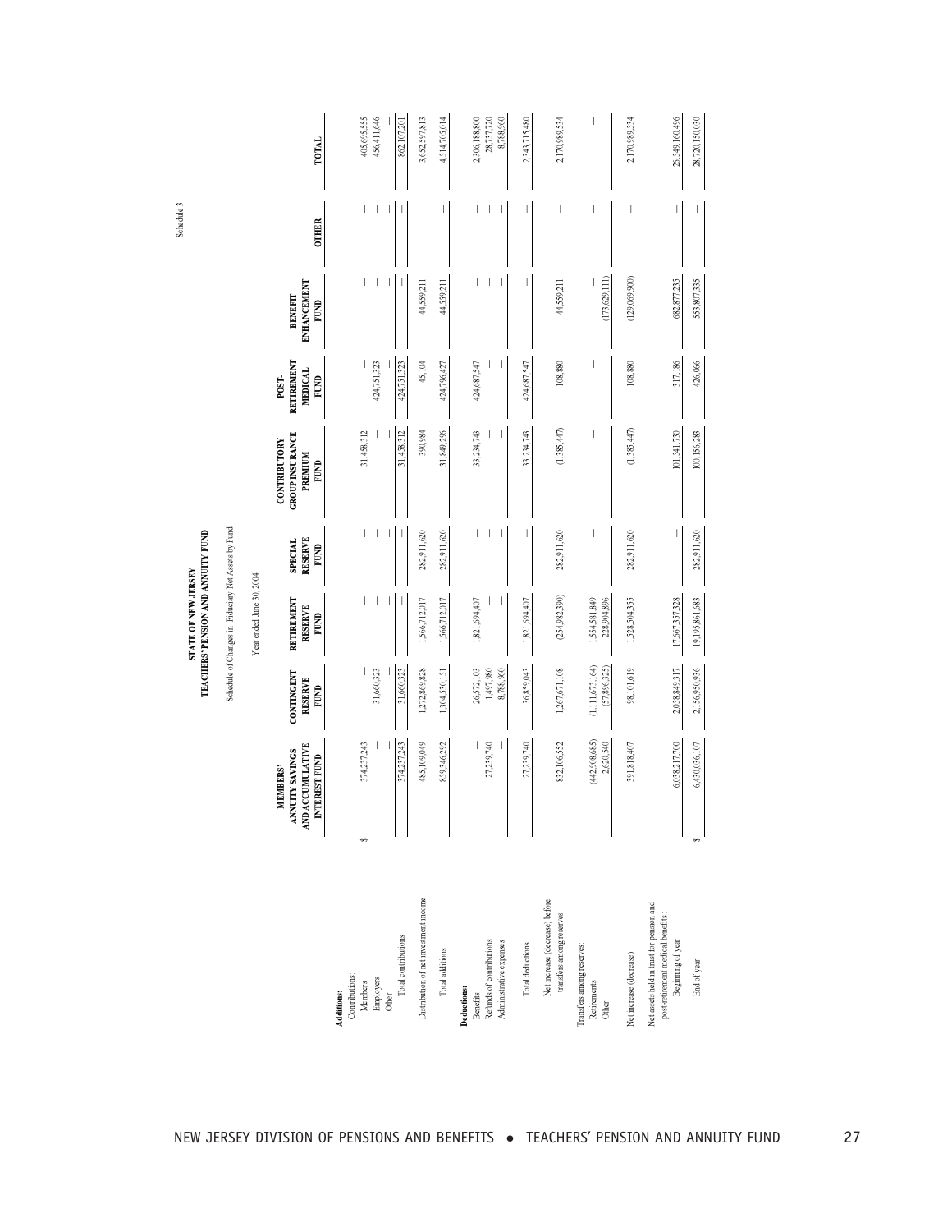Schedule 3

# STATE OF NEW JERSEY
# TEACHERS' PENSION AND ANNUITY FUND

Schedule of Changes in Fiduciary Net Assets by Fund

Year ended June 30, 2004

| | MEMBERS' ANNUITY SAVINGS AND ACCUMULATIVE INTEREST FUND | CONTINGENT RESERVE FUND | RETIREMENT RESERVE FUND | SPECIAL RESERVE FUND | CONTRIBUTORY GROUP INSURANCE PREMIUM FUND | POST-RETIREMENT MEDICAL FUND | BENEFIT ENHANCEMENT FUND | OTHER | TOTAL |
|---|---|---|---|---|---|---|---|---|---|
| **Additions:** | | | | | | | | | |
| Contributions: | | | | | | | | | |
| Members | $ 374,237,243 | — | — | — | 31,458,312 | — | — | — | 405,695,555 |
| Employers | — | 31,660,323 | — | — | — | 424,751,323 | — | — | 456,411,646 |
| Other | — | — | — | — | — | — | — | — | — |
| Total contributions | 374,237,243 | 31,660,323 | — | — | 31,458,312 | 424,751,323 | — | — | 862,107,201 |
| Distribution of net investment income | 485,109,049 | 1,272,869,828 | 1,566,712,017 | 282,911,620 | 390,984 | 45,104 | 44,559,211 | | 3,652,597,813 |
| Total additions | 859,346,292 | 1,304,530,151 | 1,566,712,017 | 282,911,620 | 31,849,296 | 424,796,427 | 44,559,211 | — | 4,514,705,014 |
| **Deductions:** | | | | | | | | | |
| Benefits | — | 26,572,103 | 1,821,694,407 | — | 33,234,743 | 424,687,547 | — | — | 2,306,188,800 |
| Refunds of contributions | 27,239,740 | 1,497,980 | — | — | — | — | — | — | 28,737,720 |
| Administrative expenses | — | 8,788,960 | — | — | — | — | — | — | 8,788,960 |
| Total deductions | 27,239,740 | 36,859,043 | 1,821,694,407 | — | 33,234,743 | 424,687,547 | — | — | 2,343,715,480 |
| Net increase (decrease) before transfers among reserves | 832,106,552 | 1,267,671,108 | (254,982,390) | 282,911,620 | (1,385,447) | 108,880 | 44,559,211 | — | 2,170,989,534 |
| Transfers among reserves: | | | | | | | | | |
| Retirements | (442,908,685) | (1,111,673,164) | 1,554,581,849 | — | — | — | — | — | — |
| Other | 2,620,540 | (57,896,325) | 228,904,896 | — | — | — | (173,629,111) | — | — |
| Net increase (decrease) | 391,818,407 | 98,101,619 | 1,528,504,355 | 282,911,620 | (1,385,447) | 108,880 | (129,069,900) | — | 2,170,989,534 |
| Net assets held in trust for pension and post-retirement medical benefits: | | | | | | | | | |
| Beginning of year | 6,038,217,700 | 2,058,849,317 | 17,667,357,328 | — | 101,541,730 | 317,186 | 682,877,235 | — | 26,549,160,496 |
| End of year | $ 6,430,036,107 | 2,156,950,936 | 19,195,861,683 | 282,911,620 | 100,156,283 | 426,066 | 553,807,335 | — | 28,720,150,030 |